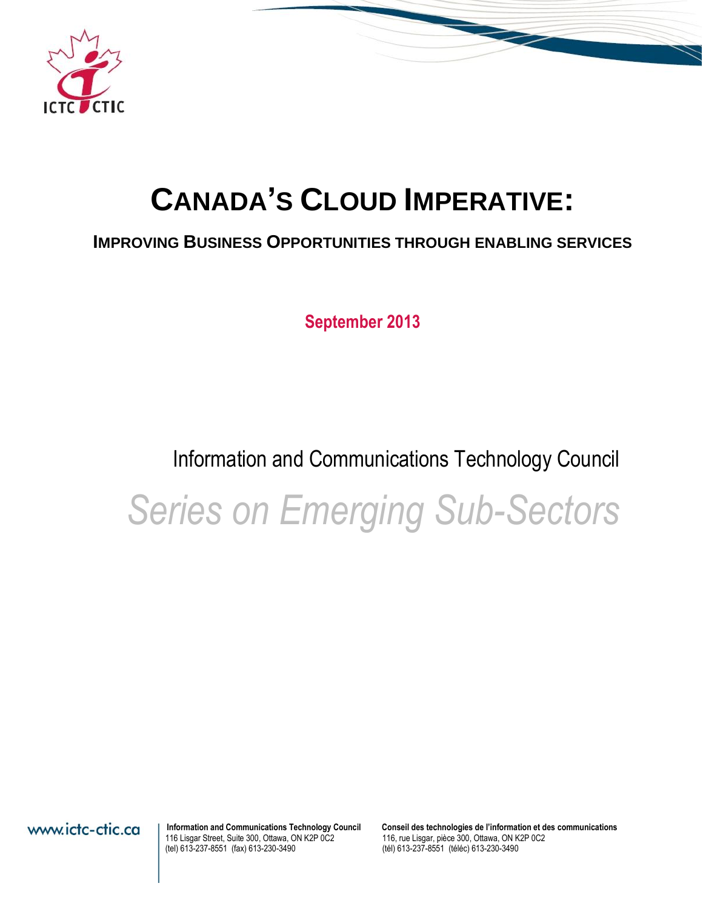# CANADA'S CLOUD IMPERATIVE:

## IMPROVING BUSINESS OPPORTUNITIES THROUGH ENABLING SERVICES

**September 2013**

Information and Communications Technology Council

*Series on Emerging Sub-Sectors*

www.ictc-ctic.ca

**Information and Communications Technology Council**
116 Lisgar Street, Suite 300, Ottawa, ON K2P 0C2
(tel) 613-237-8551 (fax) 613-230-3490

**Conseil des technologies de l'information et des communications**
116, rue Lisgar, pièce 300, Ottawa, ON K2P 0C2
(tél) 613-237-8551 (téléc) 613-230-3490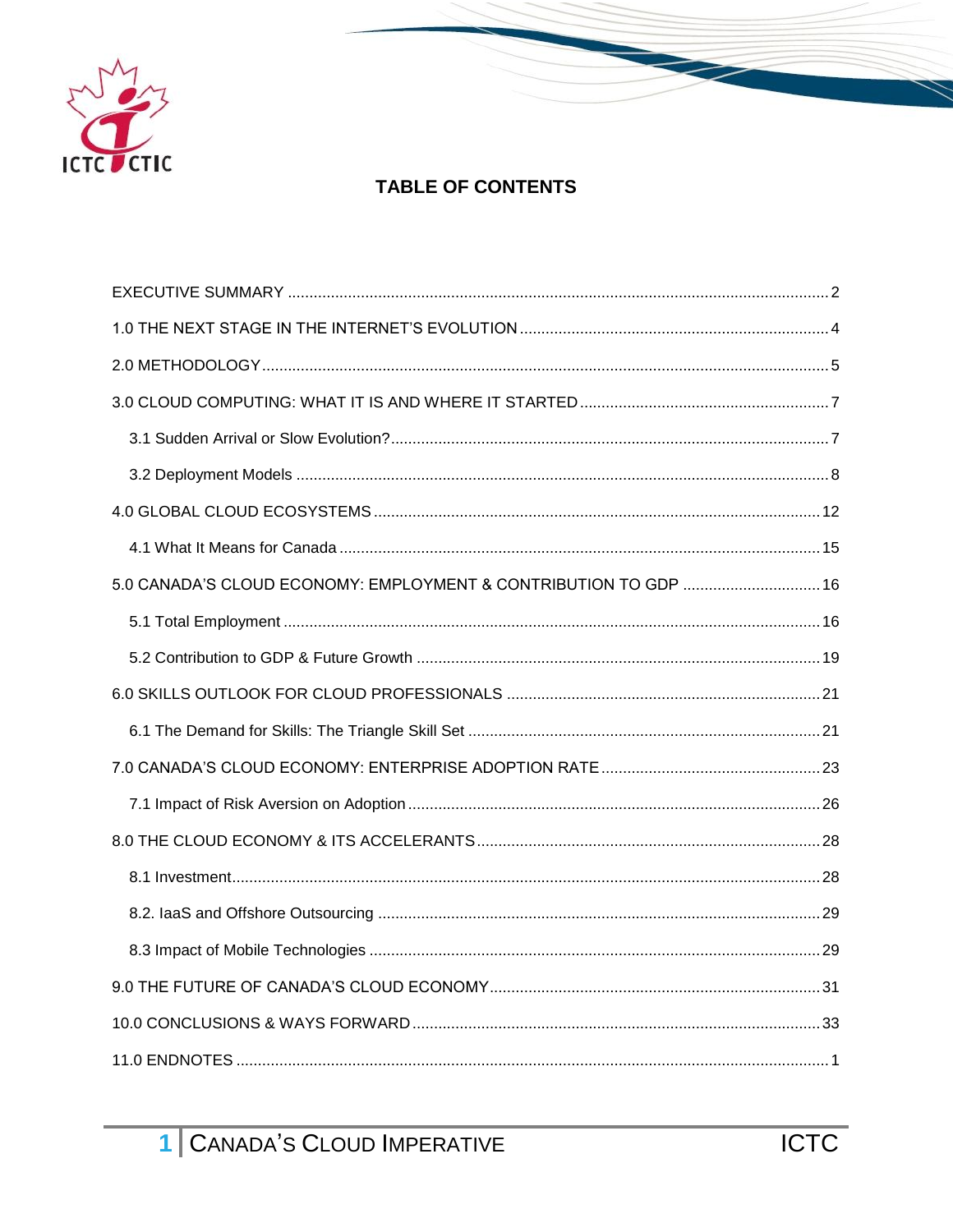# TABLE OF CONTENTS

EXECUTIVE SUMMARY ..... 2

1.0 THE NEXT STAGE IN THE INTERNET'S EVOLUTION ..... 4

2.0 METHODOLOGY ..... 5

3.0 CLOUD COMPUTING: WHAT IT IS AND WHERE IT STARTED ..... 7

- 3.1 Sudden Arrival or Slow Evolution? ..... 7
- 3.2 Deployment Models ..... 8

4.0 GLOBAL CLOUD ECOSYSTEMS ..... 12

- 4.1 What It Means for Canada ..... 15

5.0 CANADA'S CLOUD ECONOMY: EMPLOYMENT & CONTRIBUTION TO GDP ..... 16

- 5.1 Total Employment ..... 16
- 5.2 Contribution to GDP & Future Growth ..... 19

6.0 SKILLS OUTLOOK FOR CLOUD PROFESSIONALS ..... 21

- 6.1 The Demand for Skills: The Triangle Skill Set ..... 21

7.0 CANADA'S CLOUD ECONOMY: ENTERPRISE ADOPTION RATE ..... 23

- 7.1 Impact of Risk Aversion on Adoption ..... 26

8.0 THE CLOUD ECONOMY & ITS ACCELERANTS ..... 28

- 8.1 Investment ..... 28
- 8.2. IaaS and Offshore Outsourcing ..... 29
- 8.3 Impact of Mobile Technologies ..... 29

9.0 THE FUTURE OF CANADA'S CLOUD ECONOMY ..... 31

10.0 CONCLUSIONS & WAYS FORWARD ..... 33

11.0 ENDNOTES ..... 1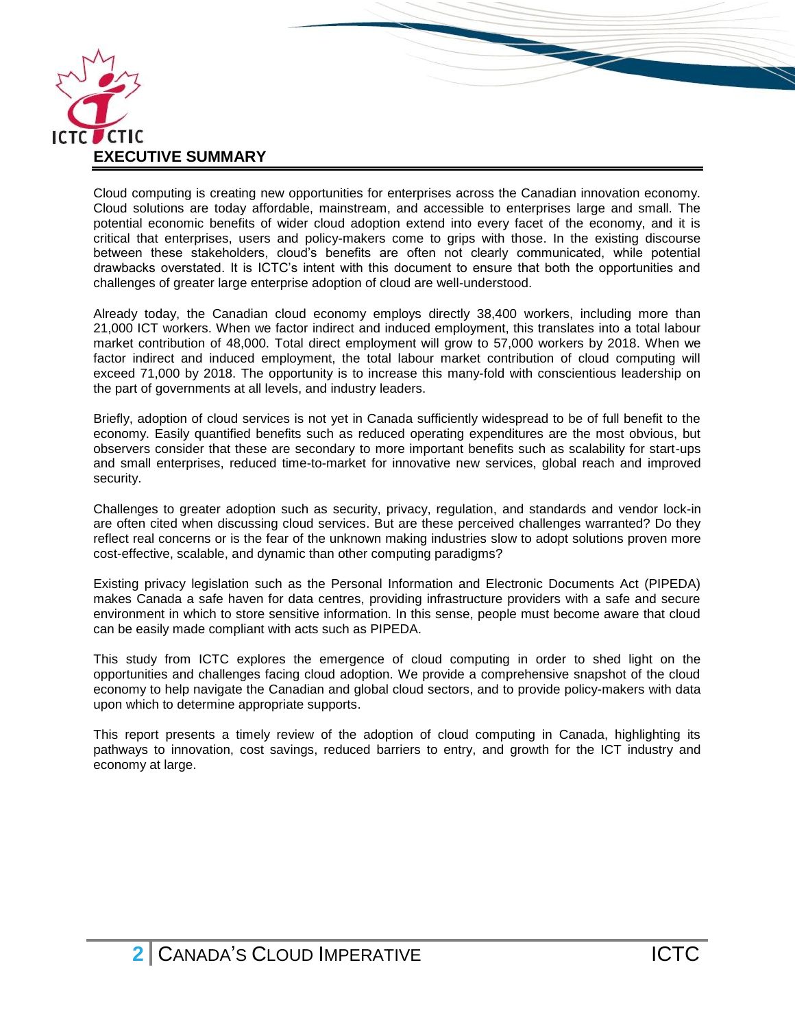# EXECUTIVE SUMMARY

Cloud computing is creating new opportunities for enterprises across the Canadian innovation economy. Cloud solutions are today affordable, mainstream, and accessible to enterprises large and small. The potential economic benefits of wider cloud adoption extend into every facet of the economy, and it is critical that enterprises, users and policy-makers come to grips with those. In the existing discourse between these stakeholders, cloud's benefits are often not clearly communicated, while potential drawbacks overstated. It is ICTC's intent with this document to ensure that both the opportunities and challenges of greater large enterprise adoption of cloud are well-understood.

Already today, the Canadian cloud economy employs directly 38,400 workers, including more than 21,000 ICT workers. When we factor indirect and induced employment, this translates into a total labour market contribution of 48,000. Total direct employment will grow to 57,000 workers by 2018. When we factor indirect and induced employment, the total labour market contribution of cloud computing will exceed 71,000 by 2018. The opportunity is to increase this many-fold with conscientious leadership on the part of governments at all levels, and industry leaders.

Briefly, adoption of cloud services is not yet in Canada sufficiently widespread to be of full benefit to the economy. Easily quantified benefits such as reduced operating expenditures are the most obvious, but observers consider that these are secondary to more important benefits such as scalability for start-ups and small enterprises, reduced time-to-market for innovative new services, global reach and improved security.

Challenges to greater adoption such as security, privacy, regulation, and standards and vendor lock-in are often cited when discussing cloud services. But are these perceived challenges warranted? Do they reflect real concerns or is the fear of the unknown making industries slow to adopt solutions proven more cost-effective, scalable, and dynamic than other computing paradigms?

Existing privacy legislation such as the Personal Information and Electronic Documents Act (PIPEDA) makes Canada a safe haven for data centres, providing infrastructure providers with a safe and secure environment in which to store sensitive information. In this sense, people must become aware that cloud can be easily made compliant with acts such as PIPEDA.

This study from ICTC explores the emergence of cloud computing in order to shed light on the opportunities and challenges facing cloud adoption. We provide a comprehensive snapshot of the cloud economy to help navigate the Canadian and global cloud sectors, and to provide policy-makers with data upon which to determine appropriate supports.

This report presents a timely review of the adoption of cloud computing in Canada, highlighting its pathways to innovation, cost savings, reduced barriers to entry, and growth for the ICT industry and economy at large.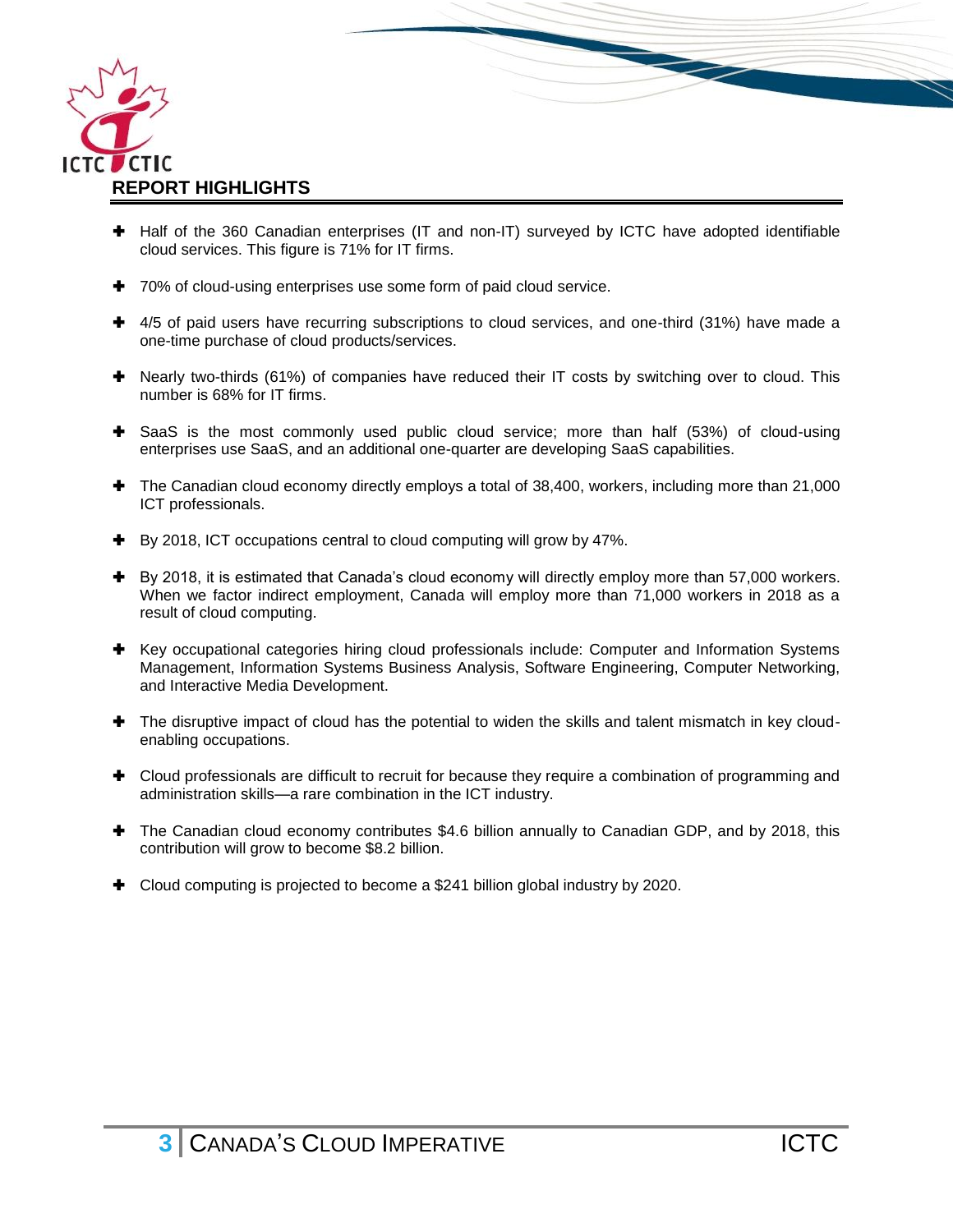## REPORT HIGHLIGHTS

- Half of the 360 Canadian enterprises (IT and non-IT) surveyed by ICTC have adopted identifiable cloud services. This figure is 71% for IT firms.
- 70% of cloud-using enterprises use some form of paid cloud service.
- 4/5 of paid users have recurring subscriptions to cloud services, and one-third (31%) have made a one-time purchase of cloud products/services.
- Nearly two-thirds (61%) of companies have reduced their IT costs by switching over to cloud. This number is 68% for IT firms.
- SaaS is the most commonly used public cloud service; more than half (53%) of cloud-using enterprises use SaaS, and an additional one-quarter are developing SaaS capabilities.
- The Canadian cloud economy directly employs a total of 38,400, workers, including more than 21,000 ICT professionals.
- By 2018, ICT occupations central to cloud computing will grow by 47%.
- By 2018, it is estimated that Canada's cloud economy will directly employ more than 57,000 workers. When we factor indirect employment, Canada will employ more than 71,000 workers in 2018 as a result of cloud computing.
- Key occupational categories hiring cloud professionals include: Computer and Information Systems Management, Information Systems Business Analysis, Software Engineering, Computer Networking, and Interactive Media Development.
- The disruptive impact of cloud has the potential to widen the skills and talent mismatch in key cloud-enabling occupations.
- Cloud professionals are difficult to recruit for because they require a combination of programming and administration skills—a rare combination in the ICT industry.
- The Canadian cloud economy contributes $4.6 billion annually to Canadian GDP, and by 2018, this contribution will grow to become $8.2 billion.
- Cloud computing is projected to become a $241 billion global industry by 2020.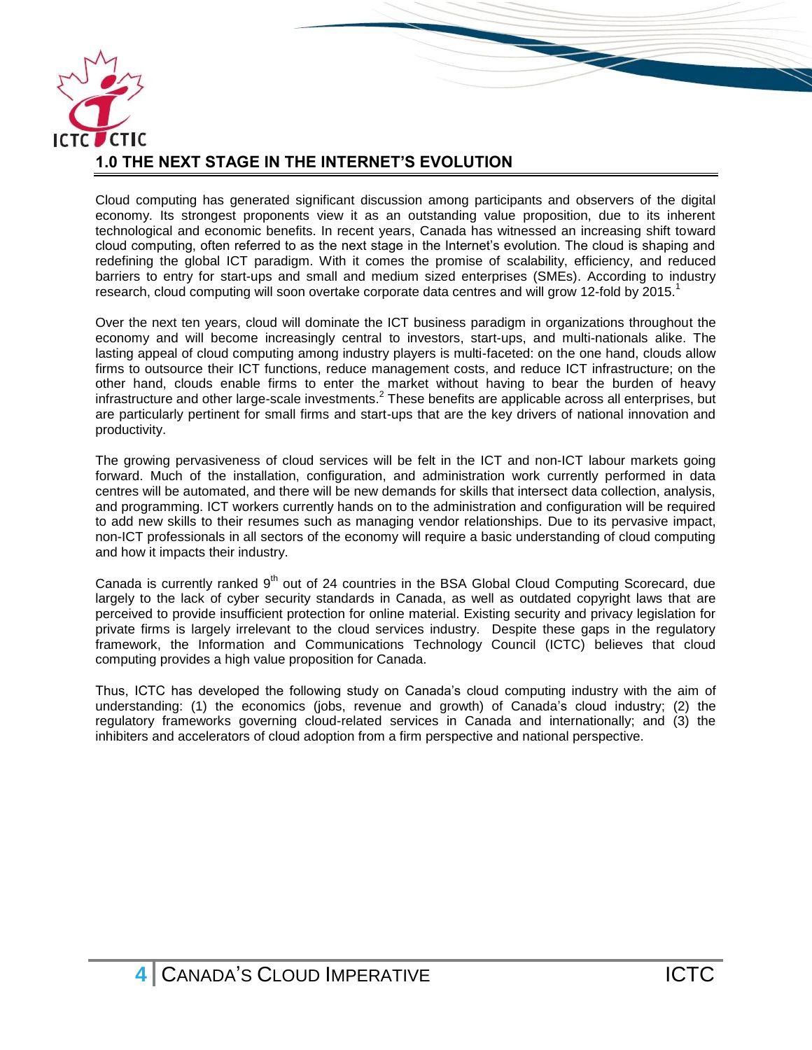## 1.0 THE NEXT STAGE IN THE INTERNET'S EVOLUTION

Cloud computing has generated significant discussion among participants and observers of the digital economy. Its strongest proponents view it as an outstanding value proposition, due to its inherent technological and economic benefits. In recent years, Canada has witnessed an increasing shift toward cloud computing, often referred to as the next stage in the Internet's evolution. The cloud is shaping and redefining the global ICT paradigm. With it comes the promise of scalability, efficiency, and reduced barriers to entry for start-ups and small and medium sized enterprises (SMEs). According to industry research, cloud computing will soon overtake corporate data centres and will grow 12-fold by 2015.[1]

Over the next ten years, cloud will dominate the ICT business paradigm in organizations throughout the economy and will become increasingly central to investors, start-ups, and multi-nationals alike. The lasting appeal of cloud computing among industry players is multi-faceted: on the one hand, clouds allow firms to outsource their ICT functions, reduce management costs, and reduce ICT infrastructure; on the other hand, clouds enable firms to enter the market without having to bear the burden of heavy infrastructure and other large-scale investments.[2] These benefits are applicable across all enterprises, but are particularly pertinent for small firms and start-ups that are the key drivers of national innovation and productivity.

The growing pervasiveness of cloud services will be felt in the ICT and non-ICT labour markets going forward. Much of the installation, configuration, and administration work currently performed in data centres will be automated, and there will be new demands for skills that intersect data collection, analysis, and programming. ICT workers currently hands on to the administration and configuration will be required to add new skills to their resumes such as managing vendor relationships. Due to its pervasive impact, non-ICT professionals in all sectors of the economy will require a basic understanding of cloud computing and how it impacts their industry.

Canada is currently ranked 9th out of 24 countries in the BSA Global Cloud Computing Scorecard, due largely to the lack of cyber security standards in Canada, as well as outdated copyright laws that are perceived to provide insufficient protection for online material. Existing security and privacy legislation for private firms is largely irrelevant to the cloud services industry. Despite these gaps in the regulatory framework, the Information and Communications Technology Council (ICTC) believes that cloud computing provides a high value proposition for Canada.

Thus, ICTC has developed the following study on Canada's cloud computing industry with the aim of understanding: (1) the economics (jobs, revenue and growth) of Canada's cloud industry; (2) the regulatory frameworks governing cloud-related services in Canada and internationally; and (3) the inhibiters and accelerators of cloud adoption from a firm perspective and national perspective.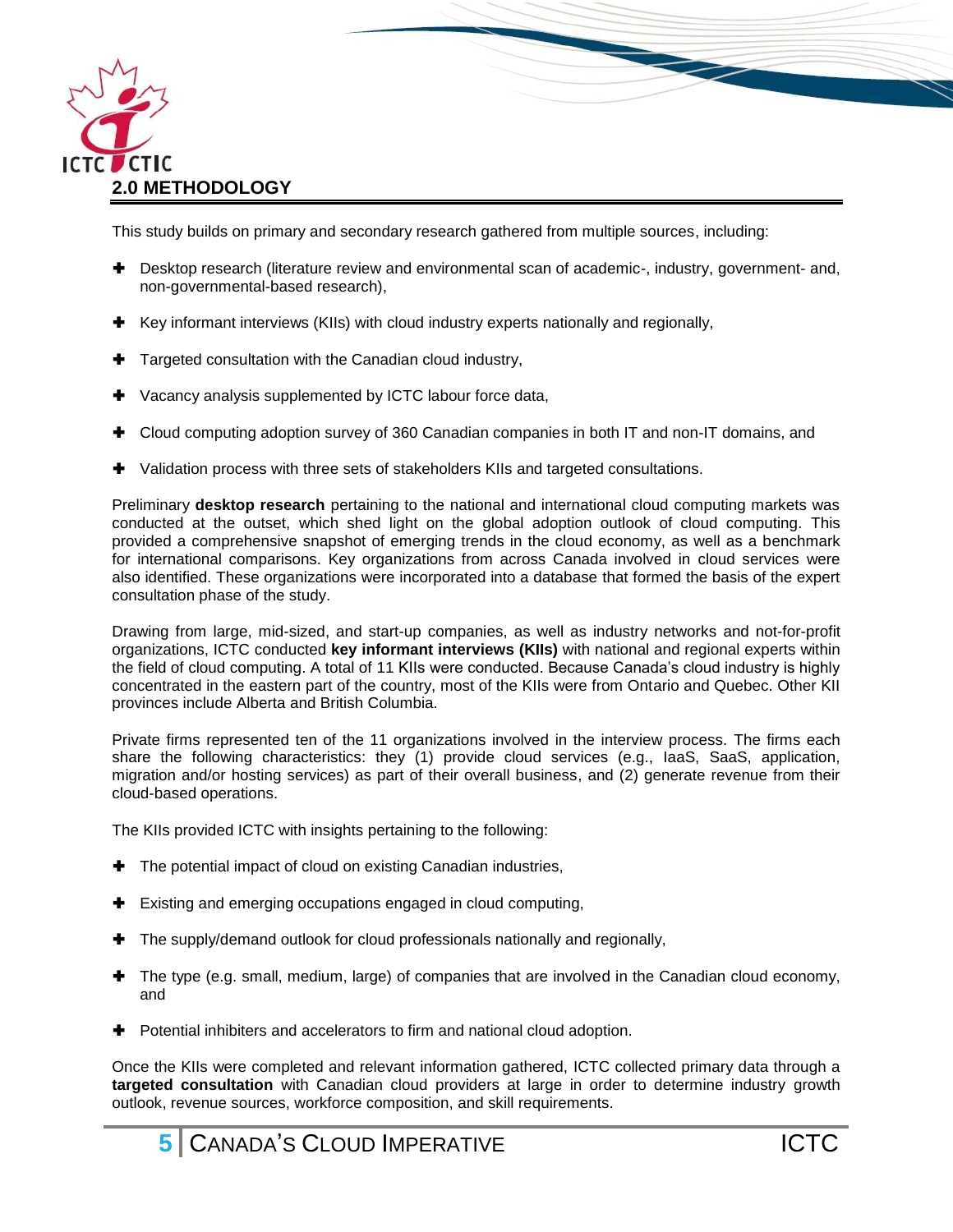## 2.0 METHODOLOGY

This study builds on primary and secondary research gathered from multiple sources, including:

- Desktop research (literature review and environmental scan of academic-, industry, government- and, non-governmental-based research),
- Key informant interviews (KIIs) with cloud industry experts nationally and regionally,
- Targeted consultation with the Canadian cloud industry,
- Vacancy analysis supplemented by ICTC labour force data,
- Cloud computing adoption survey of 360 Canadian companies in both IT and non-IT domains, and
- Validation process with three sets of stakeholders KIIs and targeted consultations.

Preliminary **desktop research** pertaining to the national and international cloud computing markets was conducted at the outset, which shed light on the global adoption outlook of cloud computing. This provided a comprehensive snapshot of emerging trends in the cloud economy, as well as a benchmark for international comparisons. Key organizations from across Canada involved in cloud services were also identified. These organizations were incorporated into a database that formed the basis of the expert consultation phase of the study.

Drawing from large, mid-sized, and start-up companies, as well as industry networks and not-for-profit organizations, ICTC conducted **key informant interviews (KIIs)** with national and regional experts within the field of cloud computing. A total of 11 KIIs were conducted. Because Canada's cloud industry is highly concentrated in the eastern part of the country, most of the KIIs were from Ontario and Quebec. Other KII provinces include Alberta and British Columbia.

Private firms represented ten of the 11 organizations involved in the interview process. The firms each share the following characteristics: they (1) provide cloud services (e.g., IaaS, SaaS, application, migration and/or hosting services) as part of their overall business, and (2) generate revenue from their cloud-based operations.

The KIIs provided ICTC with insights pertaining to the following:

- The potential impact of cloud on existing Canadian industries,
- Existing and emerging occupations engaged in cloud computing,
- The supply/demand outlook for cloud professionals nationally and regionally,
- The type (e.g. small, medium, large) of companies that are involved in the Canadian cloud economy, and
- Potential inhibiters and accelerators to firm and national cloud adoption.

Once the KIIs were completed and relevant information gathered, ICTC collected primary data through a **targeted consultation** with Canadian cloud providers at large in order to determine industry growth outlook, revenue sources, workforce composition, and skill requirements.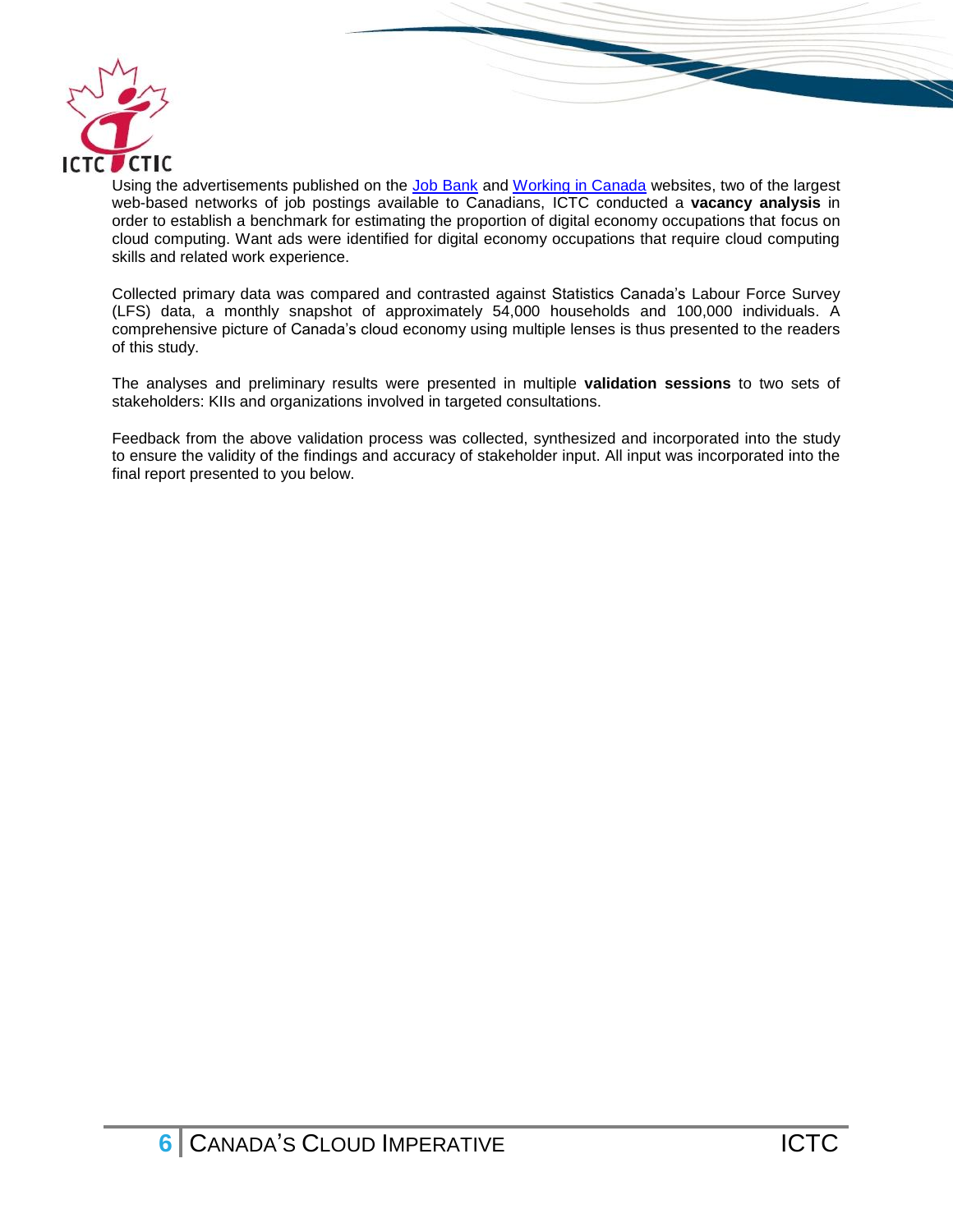Using the advertisements published on the [Job Bank](#) and [Working in Canada](#) websites, two of the largest web-based networks of job postings available to Canadians, ICTC conducted a **vacancy analysis** in order to establish a benchmark for estimating the proportion of digital economy occupations that focus on cloud computing. Want ads were identified for digital economy occupations that require cloud computing skills and related work experience.

Collected primary data was compared and contrasted against Statistics Canada's Labour Force Survey (LFS) data, a monthly snapshot of approximately 54,000 households and 100,000 individuals. A comprehensive picture of Canada's cloud economy using multiple lenses is thus presented to the readers of this study.

The analyses and preliminary results were presented in multiple **validation sessions** to two sets of stakeholders: KIIs and organizations involved in targeted consultations.

Feedback from the above validation process was collected, synthesized and incorporated into the study to ensure the validity of the findings and accuracy of stakeholder input. All input was incorporated into the final report presented to you below.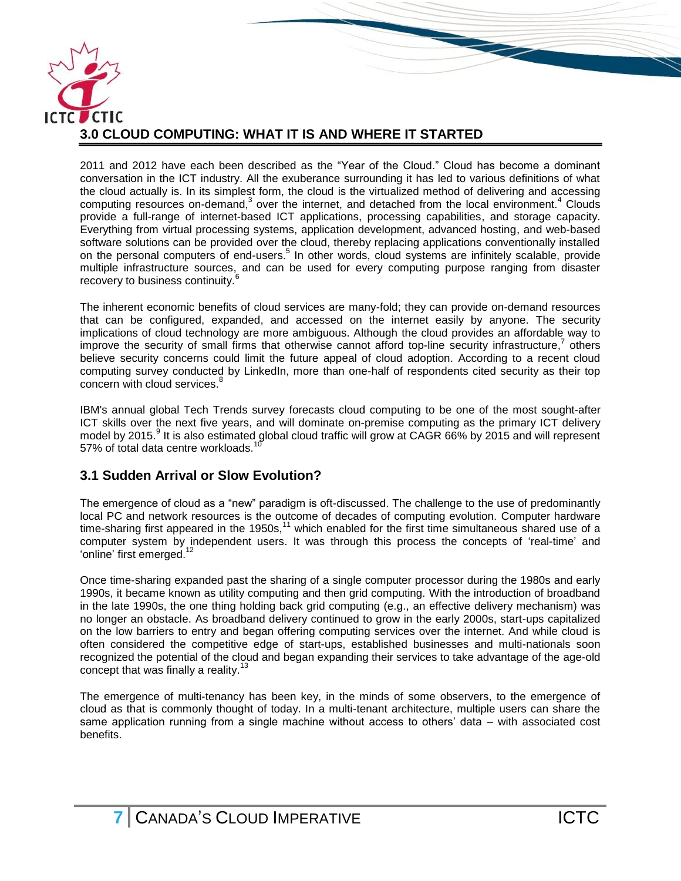## 3.0 CLOUD COMPUTING: WHAT IT IS AND WHERE IT STARTED

2011 and 2012 have each been described as the "Year of the Cloud." Cloud has become a dominant conversation in the ICT industry. All the exuberance surrounding it has led to various definitions of what the cloud actually is. In its simplest form, the cloud is the virtualized method of delivering and accessing computing resources on-demand,[3] over the internet, and detached from the local environment.[4] Clouds provide a full-range of internet-based ICT applications, processing capabilities, and storage capacity. Everything from virtual processing systems, application development, advanced hosting, and web-based software solutions can be provided over the cloud, thereby replacing applications conventionally installed on the personal computers of end-users.[5] In other words, cloud systems are infinitely scalable, provide multiple infrastructure sources, and can be used for every computing purpose ranging from disaster recovery to business continuity.[6]

The inherent economic benefits of cloud services are many-fold; they can provide on-demand resources that can be configured, expanded, and accessed on the internet easily by anyone. The security implications of cloud technology are more ambiguous. Although the cloud provides an affordable way to improve the security of small firms that otherwise cannot afford top-line security infrastructure,[7] others believe security concerns could limit the future appeal of cloud adoption. According to a recent cloud computing survey conducted by LinkedIn, more than one-half of respondents cited security as their top concern with cloud services.[8]

IBM's annual global Tech Trends survey forecasts cloud computing to be one of the most sought-after ICT skills over the next five years, and will dominate on-premise computing as the primary ICT delivery model by 2015.[9] It is also estimated global cloud traffic will grow at CAGR 66% by 2015 and will represent 57% of total data centre workloads.[10]

### 3.1 Sudden Arrival or Slow Evolution?

The emergence of cloud as a "new" paradigm is oft-discussed. The challenge to the use of predominantly local PC and network resources is the outcome of decades of computing evolution. Computer hardware time-sharing first appeared in the 1950s,[11] which enabled for the first time simultaneous shared use of a computer system by independent users. It was through this process the concepts of 'real-time' and 'online' first emerged.[12]

Once time-sharing expanded past the sharing of a single computer processor during the 1980s and early 1990s, it became known as utility computing and then grid computing. With the introduction of broadband in the late 1990s, the one thing holding back grid computing (e.g., an effective delivery mechanism) was no longer an obstacle. As broadband delivery continued to grow in the early 2000s, start-ups capitalized on the low barriers to entry and began offering computing services over the internet. And while cloud is often considered the competitive edge of start-ups, established businesses and multi-nationals soon recognized the potential of the cloud and began expanding their services to take advantage of the age-old concept that was finally a reality.[13]

The emergence of multi-tenancy has been key, in the minds of some observers, to the emergence of cloud as that is commonly thought of today. In a multi-tenant architecture, multiple users can share the same application running from a single machine without access to others' data – with associated cost benefits.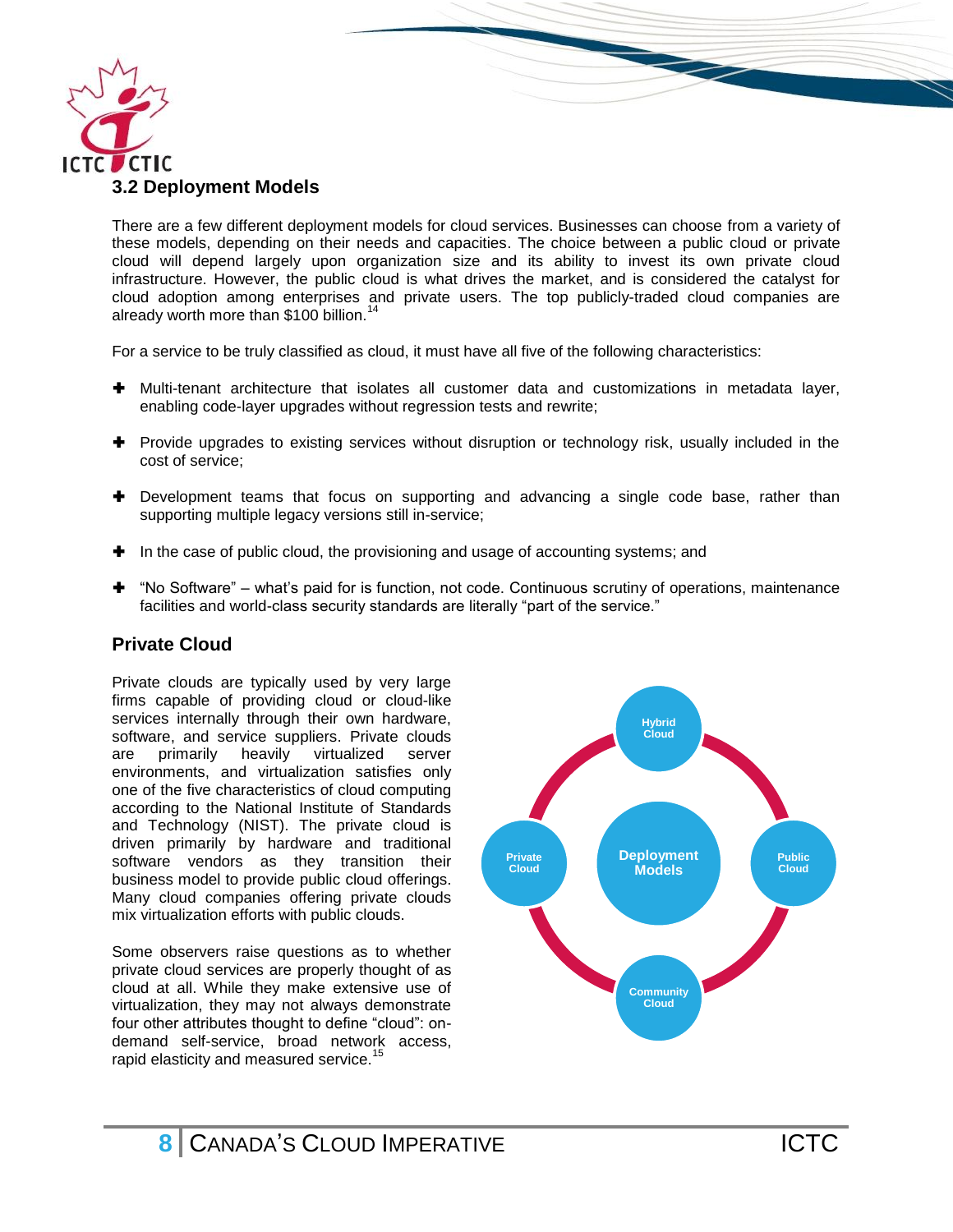## 3.2 Deployment Models

There are a few different deployment models for cloud services. Businesses can choose from a variety of these models, depending on their needs and capacities. The choice between a public cloud or private cloud will depend largely upon organization size and its ability to invest its own private cloud infrastructure. However, the public cloud is what drives the market, and is considered the catalyst for cloud adoption among enterprises and private users. The top publicly-traded cloud companies are already worth more than $100 billion.[14]

For a service to be truly classified as cloud, it must have all five of the following characteristics:

- Multi-tenant architecture that isolates all customer data and customizations in metadata layer, enabling code-layer upgrades without regression tests and rewrite;
- Provide upgrades to existing services without disruption or technology risk, usually included in the cost of service;
- Development teams that focus on supporting and advancing a single code base, rather than supporting multiple legacy versions still in-service;
- In the case of public cloud, the provisioning and usage of accounting systems; and
- "No Software" – what's paid for is function, not code. Continuous scrutiny of operations, maintenance facilities and world-class security standards are literally "part of the service."

### Private Cloud

Private clouds are typically used by very large firms capable of providing cloud or cloud-like services internally through their own hardware, software, and service suppliers. Private clouds are primarily heavily virtualized server environments, and virtualization satisfies only one of the five characteristics of cloud computing according to the National Institute of Standards and Technology (NIST). The private cloud is driven primarily by hardware and traditional software vendors as they transition their business model to provide public cloud offerings. Many cloud companies offering private clouds mix virtualization efforts with public clouds.

Some observers raise questions as to whether private cloud services are properly thought of as cloud at all. While they make extensive use of virtualization, they may not always demonstrate four other attributes thought to define "cloud": on-demand self-service, broad network access, rapid elasticity and measured service.[15]

Deployment Models: Hybrid Cloud, Public Cloud, Community Cloud, Private Cloud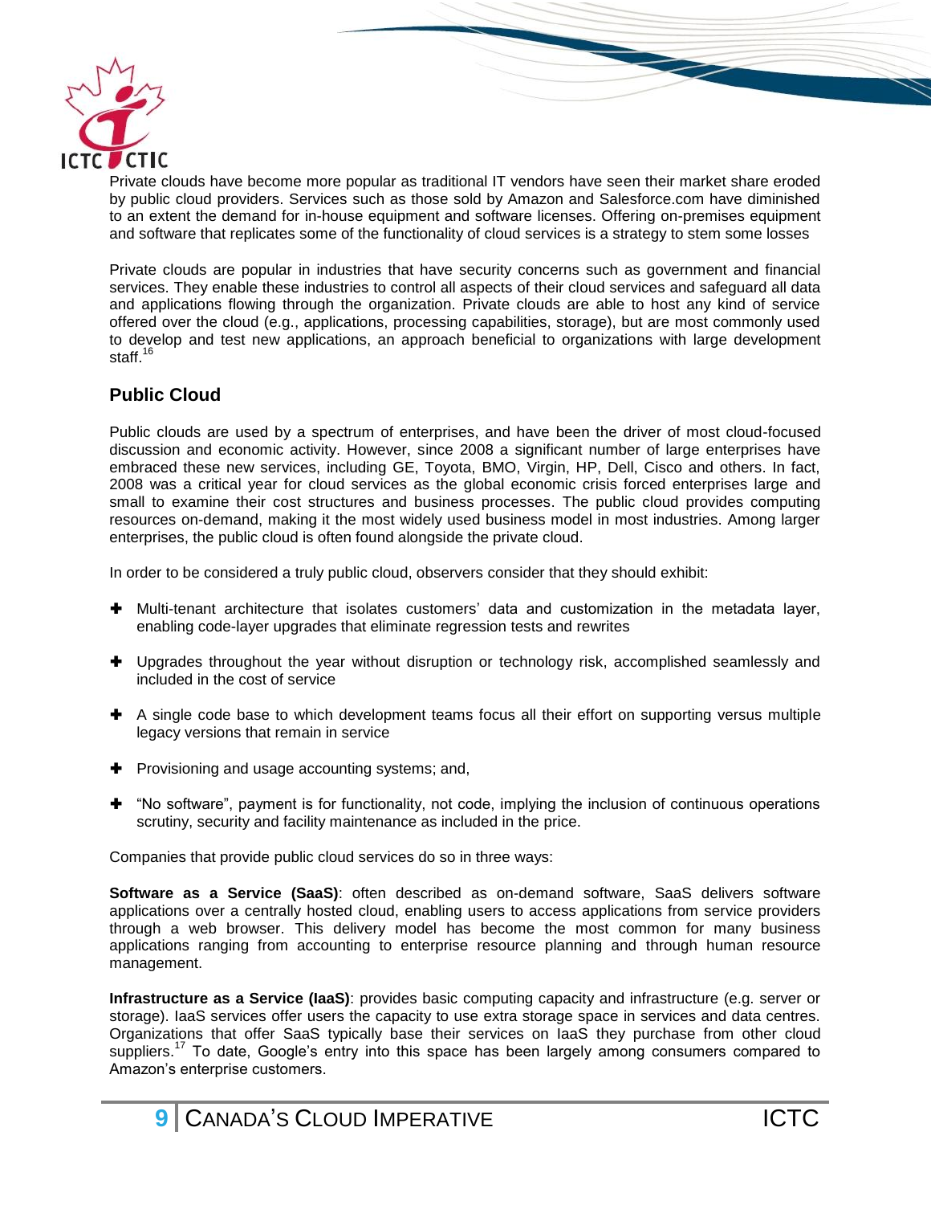Private clouds have become more popular as traditional IT vendors have seen their market share eroded by public cloud providers. Services such as those sold by Amazon and Salesforce.com have diminished to an extent the demand for in-house equipment and software licenses. Offering on-premises equipment and software that replicates some of the functionality of cloud services is a strategy to stem some losses

Private clouds are popular in industries that have security concerns such as government and financial services. They enable these industries to control all aspects of their cloud services and safeguard all data and applications flowing through the organization. Private clouds are able to host any kind of service offered over the cloud (e.g., applications, processing capabilities, storage), but are most commonly used to develop and test new applications, an approach beneficial to organizations with large development staff.[16]

## Public Cloud

Public clouds are used by a spectrum of enterprises, and have been the driver of most cloud-focused discussion and economic activity. However, since 2008 a significant number of large enterprises have embraced these new services, including GE, Toyota, BMO, Virgin, HP, Dell, Cisco and others. In fact, 2008 was a critical year for cloud services as the global economic crisis forced enterprises large and small to examine their cost structures and business processes. The public cloud provides computing resources on-demand, making it the most widely used business model in most industries. Among larger enterprises, the public cloud is often found alongside the private cloud.

In order to be considered a truly public cloud, observers consider that they should exhibit:

- Multi-tenant architecture that isolates customers' data and customization in the metadata layer, enabling code-layer upgrades that eliminate regression tests and rewrites
- Upgrades throughout the year without disruption or technology risk, accomplished seamlessly and included in the cost of service
- A single code base to which development teams focus all their effort on supporting versus multiple legacy versions that remain in service
- Provisioning and usage accounting systems; and,
- "No software", payment is for functionality, not code, implying the inclusion of continuous operations scrutiny, security and facility maintenance as included in the price.

Companies that provide public cloud services do so in three ways:

**Software as a Service (SaaS)**: often described as on-demand software, SaaS delivers software applications over a centrally hosted cloud, enabling users to access applications from service providers through a web browser. This delivery model has become the most common for many business applications ranging from accounting to enterprise resource planning and through human resource management.

**Infrastructure as a Service (IaaS)**: provides basic computing capacity and infrastructure (e.g. server or storage). IaaS services offer users the capacity to use extra storage space in services and data centres. Organizations that offer SaaS typically base their services on IaaS they purchase from other cloud suppliers.[17] To date, Google's entry into this space has been largely among consumers compared to Amazon's enterprise customers.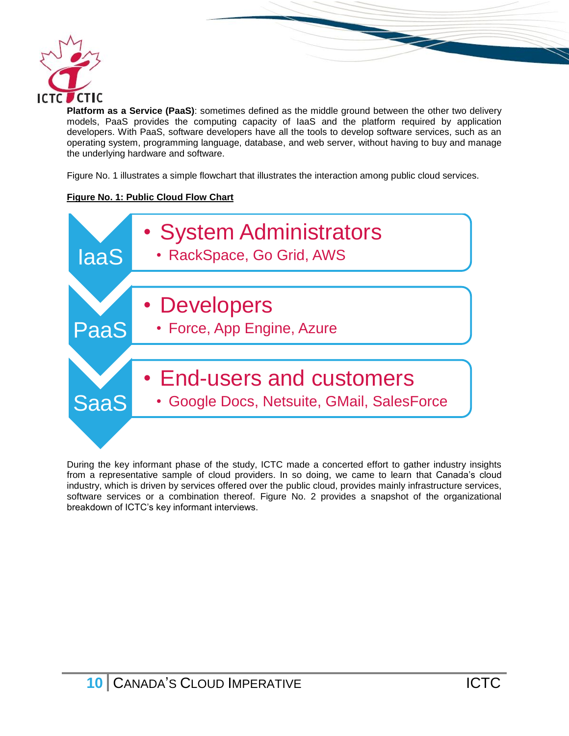**Platform as a Service (PaaS)**: sometimes defined as the middle ground between the other two delivery models, PaaS provides the computing capacity of IaaS and the platform required by application developers. With PaaS, software developers have all the tools to develop software services, such as an operating system, programming language, database, and web server, without having to buy and manage the underlying hardware and software.

Figure No. 1 illustrates a simple flowchart that illustrates the interaction among public cloud services.

**Figure No. 1: Public Cloud Flow Chart**

- **IaaS**
  - System Administrators
    - RackSpace, Go Grid, AWS
- **PaaS**
  - Developers
    - Force, App Engine, Azure
- **SaaS**
  - End-users and customers
    - Google Docs, Netsuite, GMail, SalesForce

During the key informant phase of the study, ICTC made a concerted effort to gather industry insights from a representative sample of cloud providers. In so doing, we came to learn that Canada's cloud industry, which is driven by services offered over the public cloud, provides mainly infrastructure services, software services or a combination thereof. Figure No. 2 provides a snapshot of the organizational breakdown of ICTC's key informant interviews.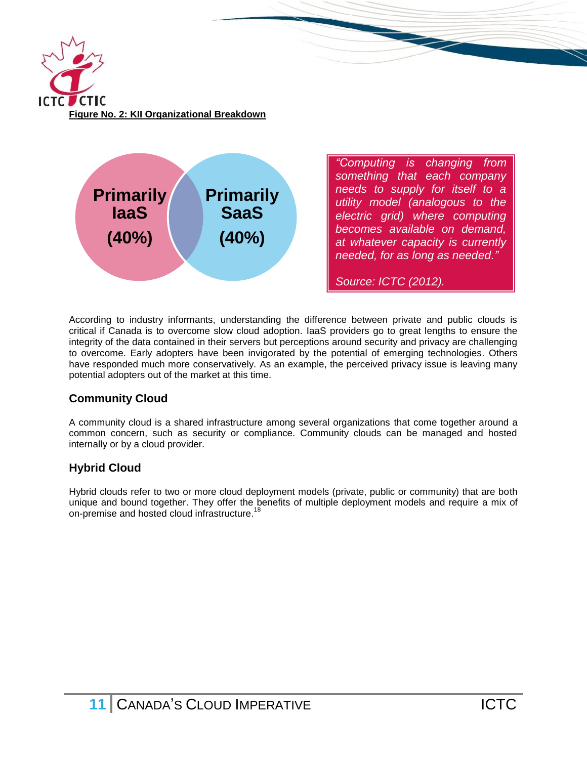**Figure No. 2: KII Organizational Breakdown**

Primarily IaaS (40%)

Primarily SaaS (40%)

> *"Computing is changing from something that each company needs to supply for itself to a utility model (analogous to the electric grid) where computing becomes available on demand, at whatever capacity is currently needed, for as long as needed."*
>
> *Source: ICTC (2012).*

According to industry informants, understanding the difference between private and public clouds is critical if Canada is to overcome slow cloud adoption. IaaS providers go to great lengths to ensure the integrity of the data contained in their servers but perceptions around security and privacy are challenging to overcome. Early adopters have been invigorated by the potential of emerging technologies. Others have responded much more conservatively. As an example, the perceived privacy issue is leaving many potential adopters out of the market at this time.

### Community Cloud

A community cloud is a shared infrastructure among several organizations that come together around a common concern, such as security or compliance. Community clouds can be managed and hosted internally or by a cloud provider.

### Hybrid Cloud

Hybrid clouds refer to two or more cloud deployment models (private, public or community) that are both unique and bound together. They offer the benefits of multiple deployment models and require a mix of on-premise and hosted cloud infrastructure.[18]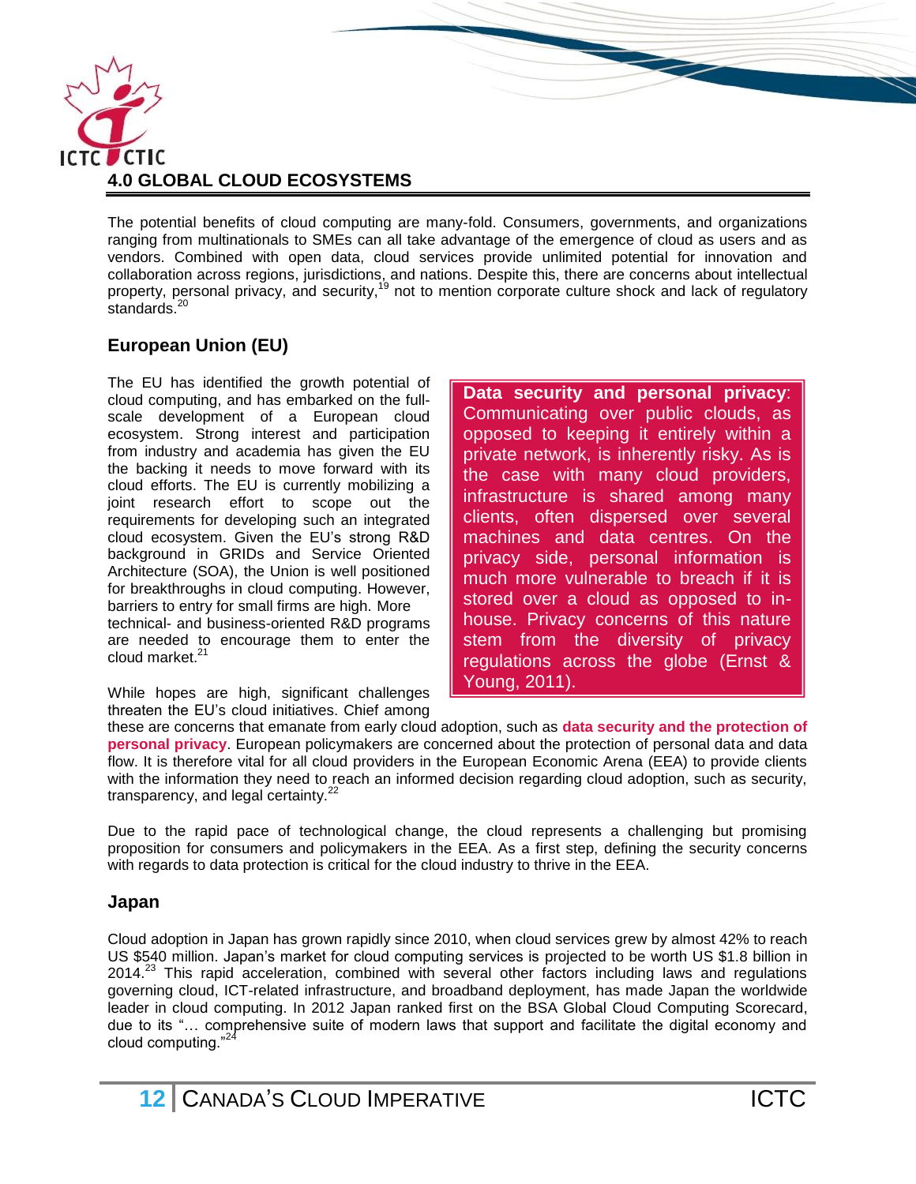# 4.0 GLOBAL CLOUD ECOSYSTEMS

The potential benefits of cloud computing are many-fold. Consumers, governments, and organizations ranging from multinationals to SMEs can all take advantage of the emergence of cloud as users and as vendors. Combined with open data, cloud services provide unlimited potential for innovation and collaboration across regions, jurisdictions, and nations. Despite this, there are concerns about intellectual property, personal privacy, and security,[19] not to mention corporate culture shock and lack of regulatory standards.[20]

## European Union (EU)

The EU has identified the growth potential of cloud computing, and has embarked on the full-scale development of a European cloud ecosystem. Strong interest and participation from industry and academia has given the EU the backing it needs to move forward with its cloud efforts. The EU is currently mobilizing a joint research effort to scope out the requirements for developing such an integrated cloud ecosystem. Given the EU's strong R&D background in GRIDs and Service Oriented Architecture (SOA), the Union is well positioned for breakthroughs in cloud computing. However, barriers to entry for small firms are high. More technical- and business-oriented R&D programs are needed to encourage them to enter the cloud market.[21]

> **Data security and personal privacy**: Communicating over public clouds, as opposed to keeping it entirely within a private network, is inherently risky. As is the case with many cloud providers, infrastructure is shared among many clients, often dispersed over several machines and data centres. On the privacy side, personal information is much more vulnerable to breach if it is stored over a cloud as opposed to in-house. Privacy concerns of this nature stem from the diversity of privacy regulations across the globe (Ernst & Young, 2011).

While hopes are high, significant challenges threaten the EU's cloud initiatives. Chief among these are concerns that emanate from early cloud adoption, such as **data security and the protection of personal privacy**. European policymakers are concerned about the protection of personal data and data flow. It is therefore vital for all cloud providers in the European Economic Arena (EEA) to provide clients with the information they need to reach an informed decision regarding cloud adoption, such as security, transparency, and legal certainty.[22]

Due to the rapid pace of technological change, the cloud represents a challenging but promising proposition for consumers and policymakers in the EEA. As a first step, defining the security concerns with regards to data protection is critical for the cloud industry to thrive in the EEA.

## Japan

Cloud adoption in Japan has grown rapidly since 2010, when cloud services grew by almost 42% to reach US $540 million. Japan's market for cloud computing services is projected to be worth US $1.8 billion in 2014.[23] This rapid acceleration, combined with several other factors including laws and regulations governing cloud, ICT-related infrastructure, and broadband deployment, has made Japan the worldwide leader in cloud computing. In 2012 Japan ranked first on the BSA Global Cloud Computing Scorecard, due to its "… comprehensive suite of modern laws that support and facilitate the digital economy and cloud computing."[24]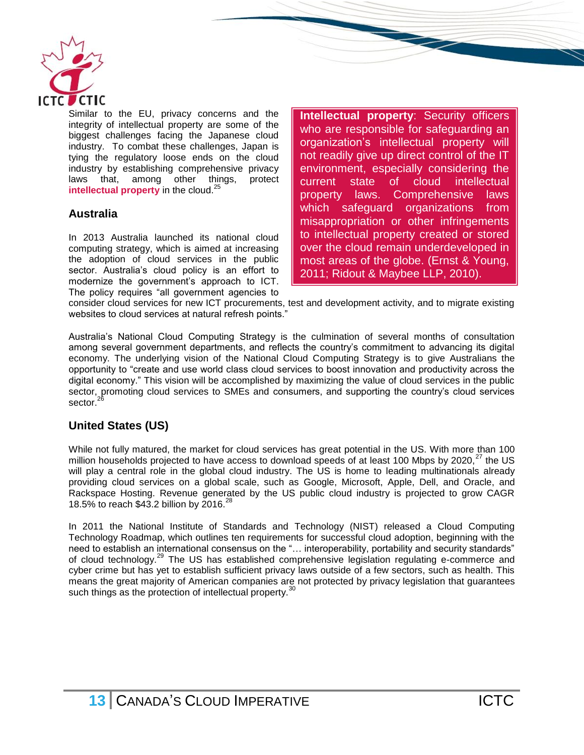Similar to the EU, privacy concerns and the integrity of intellectual property are some of the biggest challenges facing the Japanese cloud industry. To combat these challenges, Japan is tying the regulatory loose ends on the cloud industry by establishing comprehensive privacy laws that, among other things, protect **intellectual property** in the cloud.[25]

> **Intellectual property**: Security officers who are responsible for safeguarding an organization's intellectual property will not readily give up direct control of the IT environment, especially considering the current state of cloud intellectual property laws. Comprehensive laws which safeguard organizations from misappropriation or other infringements to intellectual property created or stored over the cloud remain underdeveloped in most areas of the globe. (Ernst & Young, 2011; Ridout & Maybee LLP, 2010).

## Australia

In 2013 Australia launched its national cloud computing strategy, which is aimed at increasing the adoption of cloud services in the public sector. Australia's cloud policy is an effort to modernize the government's approach to ICT. The policy requires "all government agencies to consider cloud services for new ICT procurements, test and development activity, and to migrate existing websites to cloud services at natural refresh points."

Australia's National Cloud Computing Strategy is the culmination of several months of consultation among several government departments, and reflects the country's commitment to advancing its digital economy. The underlying vision of the National Cloud Computing Strategy is to give Australians the opportunity to "create and use world class cloud services to boost innovation and productivity across the digital economy." This vision will be accomplished by maximizing the value of cloud services in the public sector, promoting cloud services to SMEs and consumers, and supporting the country's cloud services sector.[26]

## United States (US)

While not fully matured, the market for cloud services has great potential in the US. With more than 100 million households projected to have access to download speeds of at least 100 Mbps by 2020,[27] the US will play a central role in the global cloud industry. The US is home to leading multinationals already providing cloud services on a global scale, such as Google, Microsoft, Apple, Dell, and Oracle, and Rackspace Hosting. Revenue generated by the US public cloud industry is projected to grow CAGR 18.5% to reach $43.2 billion by 2016.[28]

In 2011 the National Institute of Standards and Technology (NIST) released a Cloud Computing Technology Roadmap, which outlines ten requirements for successful cloud adoption, beginning with the need to establish an international consensus on the "… interoperability, portability and security standards" of cloud technology.[29] The US has established comprehensive legislation regulating e-commerce and cyber crime but has yet to establish sufficient privacy laws outside of a few sectors, such as health. This means the great majority of American companies are not protected by privacy legislation that guarantees such things as the protection of intellectual property.[30]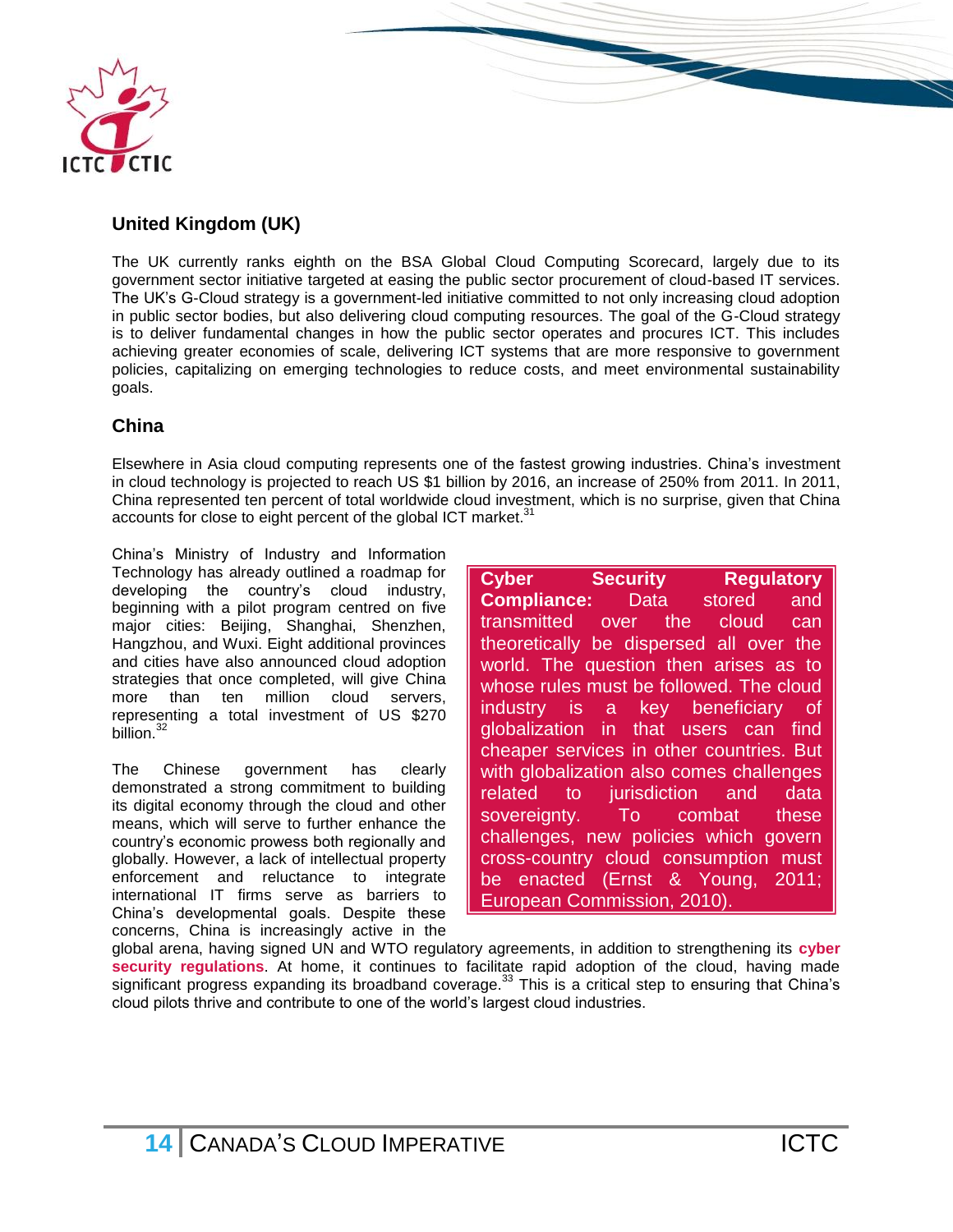## United Kingdom (UK)

The UK currently ranks eighth on the BSA Global Cloud Computing Scorecard, largely due to its government sector initiative targeted at easing the public sector procurement of cloud-based IT services. The UK's G-Cloud strategy is a government-led initiative committed to not only increasing cloud adoption in public sector bodies, but also delivering cloud computing resources. The goal of the G-Cloud strategy is to deliver fundamental changes in how the public sector operates and procures ICT. This includes achieving greater economies of scale, delivering ICT systems that are more responsive to government policies, capitalizing on emerging technologies to reduce costs, and meet environmental sustainability goals.

## China

Elsewhere in Asia cloud computing represents one of the fastest growing industries. China's investment in cloud technology is projected to reach US $1 billion by 2016, an increase of 250% from 2011. In 2011, China represented ten percent of total worldwide cloud investment, which is no surprise, given that China accounts for close to eight percent of the global ICT market.[31]

China's Ministry of Industry and Information Technology has already outlined a roadmap for developing the country's cloud industry, beginning with a pilot program centred on five major cities: Beijing, Shanghai, Shenzhen, Hangzhou, and Wuxi. Eight additional provinces and cities have also announced cloud adoption strategies that once completed, will give China more than ten million cloud servers, representing a total investment of US $270 billion.[32]

The Chinese government has clearly demonstrated a strong commitment to building its digital economy through the cloud and other means, which will serve to further enhance the country's economic prowess both regionally and globally. However, a lack of intellectual property enforcement and reluctance to integrate international IT firms serve as barriers to China's developmental goals. Despite these concerns, China is increasingly active in the global arena, having signed UN and WTO regulatory agreements, in addition to strengthening its **cyber security regulations**. At home, it continues to facilitate rapid adoption of the cloud, having made significant progress expanding its broadband coverage.[33] This is a critical step to ensuring that China's cloud pilots thrive and contribute to one of the world's largest cloud industries.

**Cyber Security Regulatory Compliance:** Data stored and transmitted over the cloud can theoretically be dispersed all over the world. The question then arises as to whose rules must be followed. The cloud industry is a key beneficiary of globalization in that users can find cheaper services in other countries. But with globalization also comes challenges related to jurisdiction and data sovereignty. To combat these challenges, new policies which govern cross-country cloud consumption must be enacted (Ernst & Young, 2011; European Commission, 2010).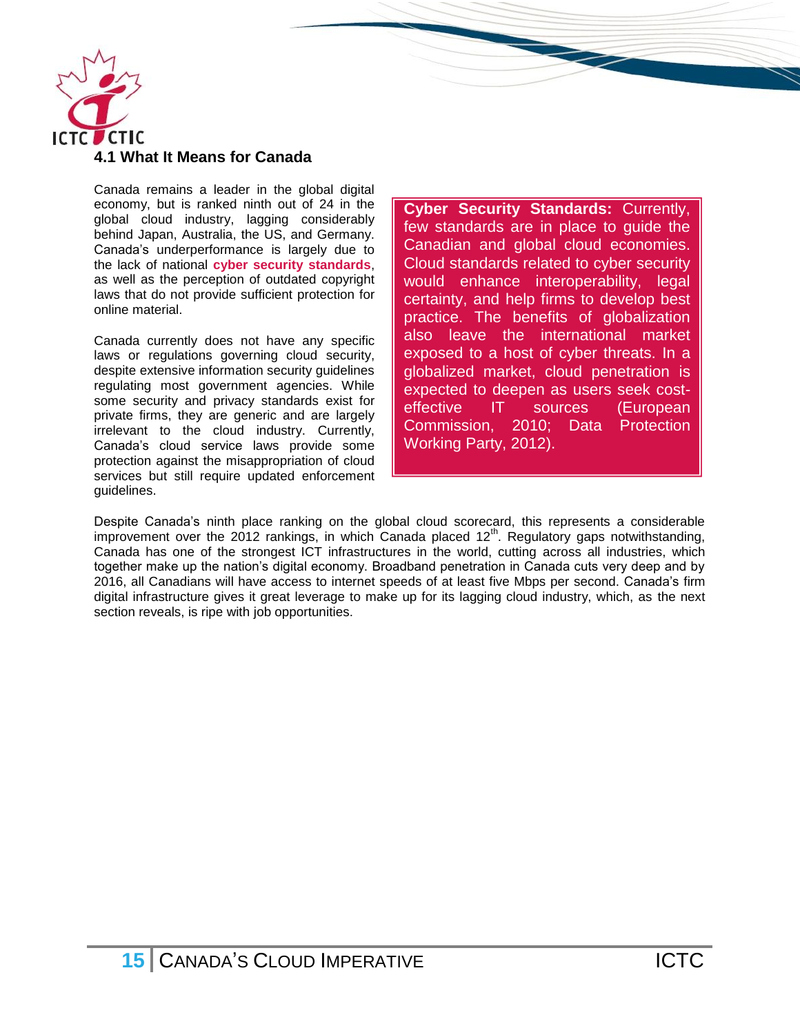### 4.1 What It Means for Canada

Canada remains a leader in the global digital economy, but is ranked ninth out of 24 in the global cloud industry, lagging considerably behind Japan, Australia, the US, and Germany. Canada's underperformance is largely due to the lack of national **cyber security standards**, as well as the perception of outdated copyright laws that do not provide sufficient protection for online material.

Canada currently does not have any specific laws or regulations governing cloud security, despite extensive information security guidelines regulating most government agencies. While some security and privacy standards exist for private firms, they are generic and are largely irrelevant to the cloud industry. Currently, Canada's cloud service laws provide some protection against the misappropriation of cloud services but still require updated enforcement guidelines.

**Cyber Security Standards:** Currently, few standards are in place to guide the Canadian and global cloud economies. Cloud standards related to cyber security would enhance interoperability, legal certainty, and help firms to develop best practice. The benefits of globalization also leave the international market exposed to a host of cyber threats. In a globalized market, cloud penetration is expected to deepen as users seek cost-effective IT sources (European Commission, 2010; Data Protection Working Party, 2012).

Despite Canada's ninth place ranking on the global cloud scorecard, this represents a considerable improvement over the 2012 rankings, in which Canada placed 12th. Regulatory gaps notwithstanding, Canada has one of the strongest ICT infrastructures in the world, cutting across all industries, which together make up the nation's digital economy. Broadband penetration in Canada cuts very deep and by 2016, all Canadians will have access to internet speeds of at least five Mbps per second. Canada's firm digital infrastructure gives it great leverage to make up for its lagging cloud industry, which, as the next section reveals, is ripe with job opportunities.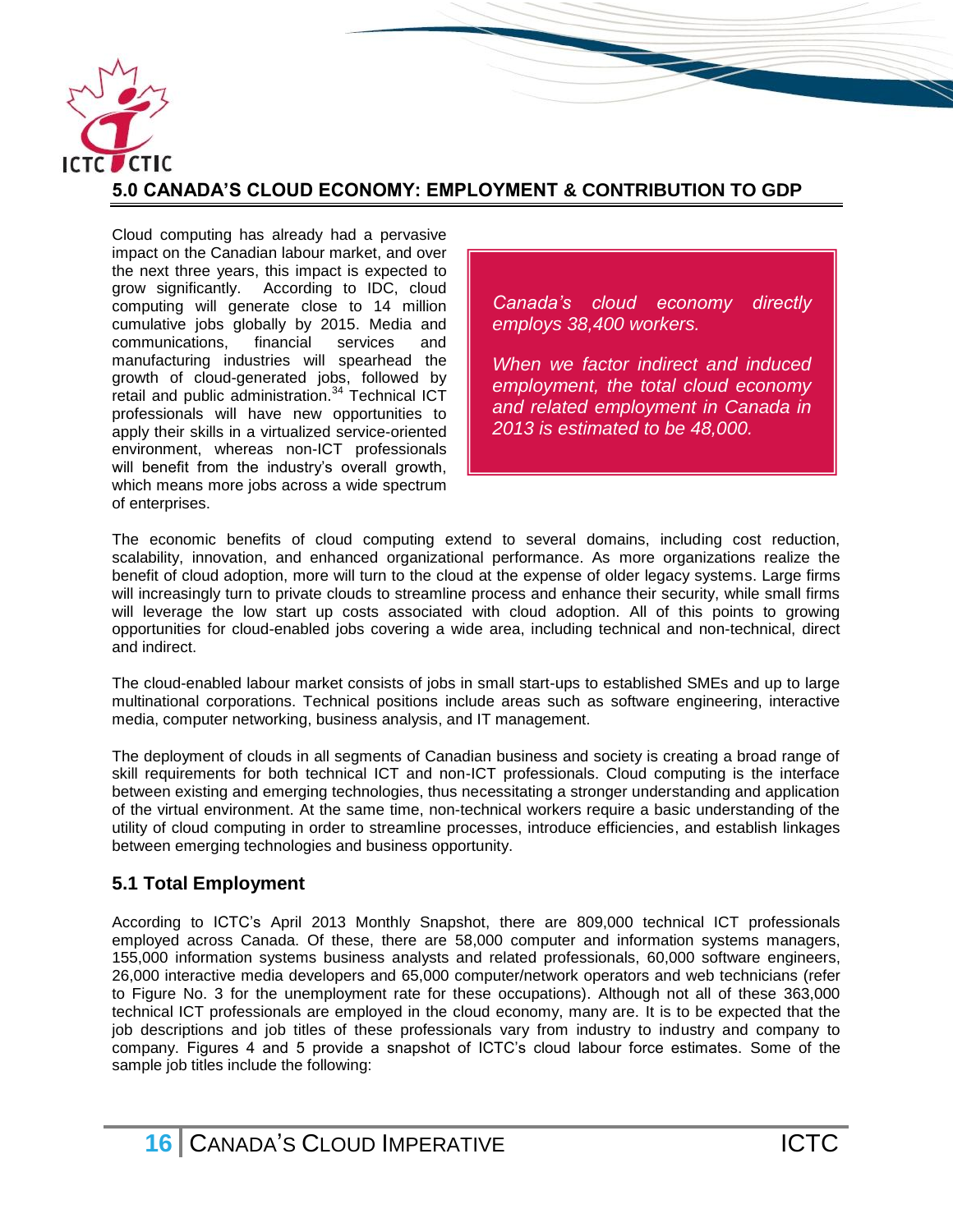## 5.0 CANADA'S CLOUD ECONOMY: EMPLOYMENT & CONTRIBUTION TO GDP

Cloud computing has already had a pervasive impact on the Canadian labour market, and over the next three years, this impact is expected to grow significantly. According to IDC, cloud computing will generate close to 14 million cumulative jobs globally by 2015. Media and communications, financial services and manufacturing industries will spearhead the growth of cloud-generated jobs, followed by retail and public administration.[34] Technical ICT professionals will have new opportunities to apply their skills in a virtualized service-oriented environment, whereas non-ICT professionals will benefit from the industry's overall growth, which means more jobs across a wide spectrum of enterprises.

> *Canada's cloud economy directly employs 38,400 workers.*
>
> *When we factor indirect and induced employment, the total cloud economy and related employment in Canada in 2013 is estimated to be 48,000.*

The economic benefits of cloud computing extend to several domains, including cost reduction, scalability, innovation, and enhanced organizational performance. As more organizations realize the benefit of cloud adoption, more will turn to the cloud at the expense of older legacy systems. Large firms will increasingly turn to private clouds to streamline process and enhance their security, while small firms will leverage the low start up costs associated with cloud adoption. All of this points to growing opportunities for cloud-enabled jobs covering a wide area, including technical and non-technical, direct and indirect.

The cloud-enabled labour market consists of jobs in small start-ups to established SMEs and up to large multinational corporations. Technical positions include areas such as software engineering, interactive media, computer networking, business analysis, and IT management.

The deployment of clouds in all segments of Canadian business and society is creating a broad range of skill requirements for both technical ICT and non-ICT professionals. Cloud computing is the interface between existing and emerging technologies, thus necessitating a stronger understanding and application of the virtual environment. At the same time, non-technical workers require a basic understanding of the utility of cloud computing in order to streamline processes, introduce efficiencies, and establish linkages between emerging technologies and business opportunity.

### 5.1 Total Employment

According to ICTC's April 2013 Monthly Snapshot, there are 809,000 technical ICT professionals employed across Canada. Of these, there are 58,000 computer and information systems managers, 155,000 information systems business analysts and related professionals, 60,000 software engineers, 26,000 interactive media developers and 65,000 computer/network operators and web technicians (refer to Figure No. 3 for the unemployment rate for these occupations). Although not all of these 363,000 technical ICT professionals are employed in the cloud economy, many are. It is to be expected that the job descriptions and job titles of these professionals vary from industry to industry and company to company. Figures 4 and 5 provide a snapshot of ICTC's cloud labour force estimates. Some of the sample job titles include the following: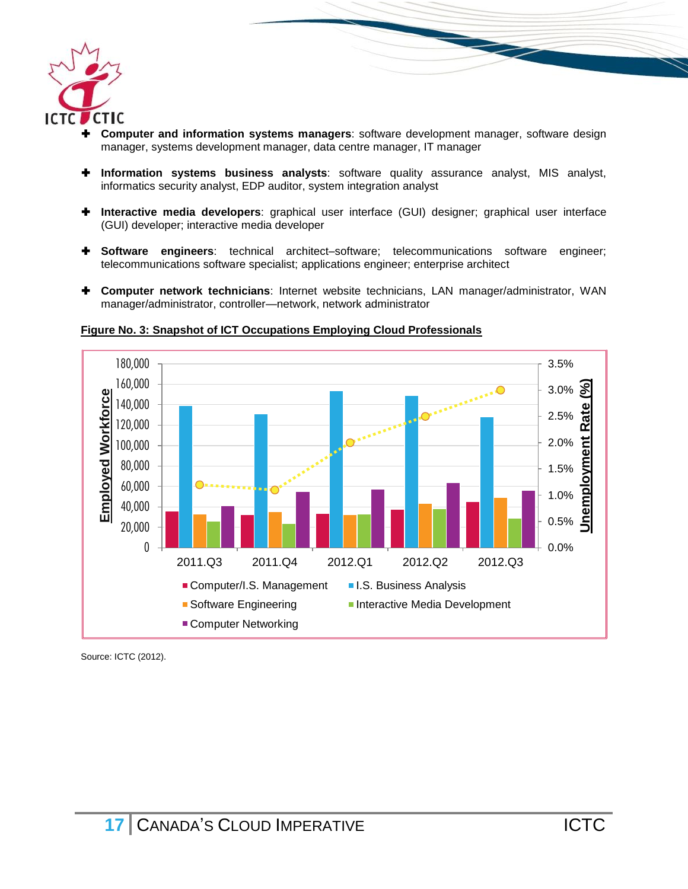- **Computer and information systems managers**: software development manager, software design manager, systems development manager, data centre manager, IT manager
- **Information systems business analysts**: software quality assurance analyst, MIS analyst, informatics security analyst, EDP auditor, system integration analyst
- **Interactive media developers**: graphical user interface (GUI) designer; graphical user interface (GUI) developer; interactive media developer
- **Software engineers**: technical architect–software; telecommunications software engineer; telecommunications software specialist; applications engineer; enterprise architect
- **Computer network technicians**: Internet website technicians, LAN manager/administrator, WAN manager/administrator, controller—network, network administrator

**Figure No. 3: Snapshot of ICT Occupations Employing Cloud Professionals**

Source: ICTC (2012).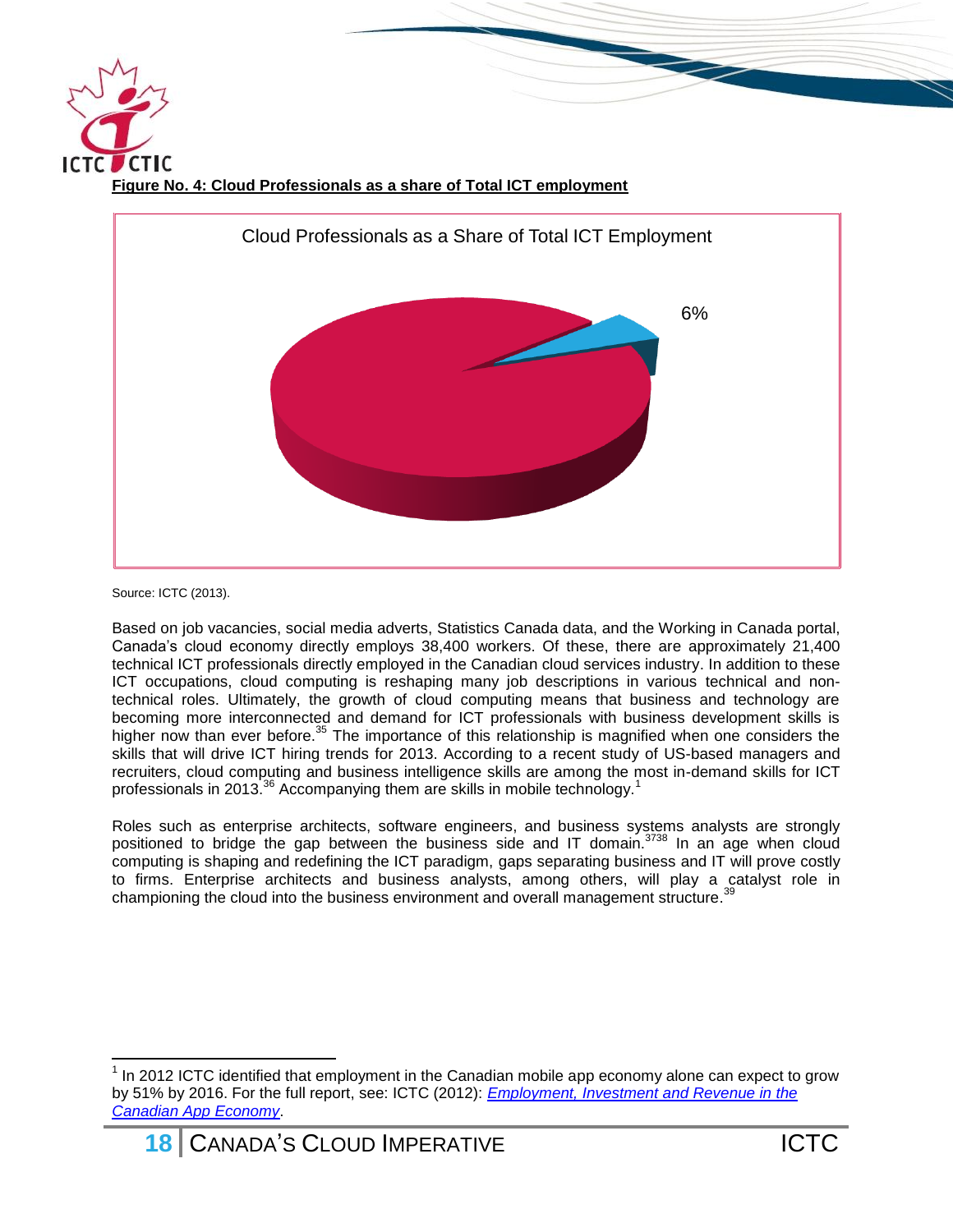**Figure No. 4: Cloud Professionals as a share of Total ICT employment**

Cloud Professionals as a Share of Total ICT Employment

6%

Source: ICTC (2013).

Based on job vacancies, social media adverts, Statistics Canada data, and the Working in Canada portal, Canada's cloud economy directly employs 38,400 workers. Of these, there are approximately 21,400 technical ICT professionals directly employed in the Canadian cloud services industry. In addition to these ICT occupations, cloud computing is reshaping many job descriptions in various technical and non-technical roles. Ultimately, the growth of cloud computing means that business and technology are becoming more interconnected and demand for ICT professionals with business development skills is higher now than ever before.[35] The importance of this relationship is magnified when one considers the skills that will drive ICT hiring trends for 2013. According to a recent study of US-based managers and recruiters, cloud computing and business intelligence skills are among the most in-demand skills for ICT professionals in 2013.[36] Accompanying them are skills in mobile technology.[1]

Roles such as enterprise architects, software engineers, and business systems analysts are strongly positioned to bridge the gap between the business side and IT domain.[37][38] In an age when cloud computing is shaping and redefining the ICT paradigm, gaps separating business and IT will prove costly to firms. Enterprise architects and business analysts, among others, will play a catalyst role in championing the cloud into the business environment and overall management structure.[39]

---

[1] In 2012 ICTC identified that employment in the Canadian mobile app economy alone can expect to grow by 51% by 2016. For the full report, see: ICTC (2012): *Employment, Investment and Revenue in the Canadian App Economy*.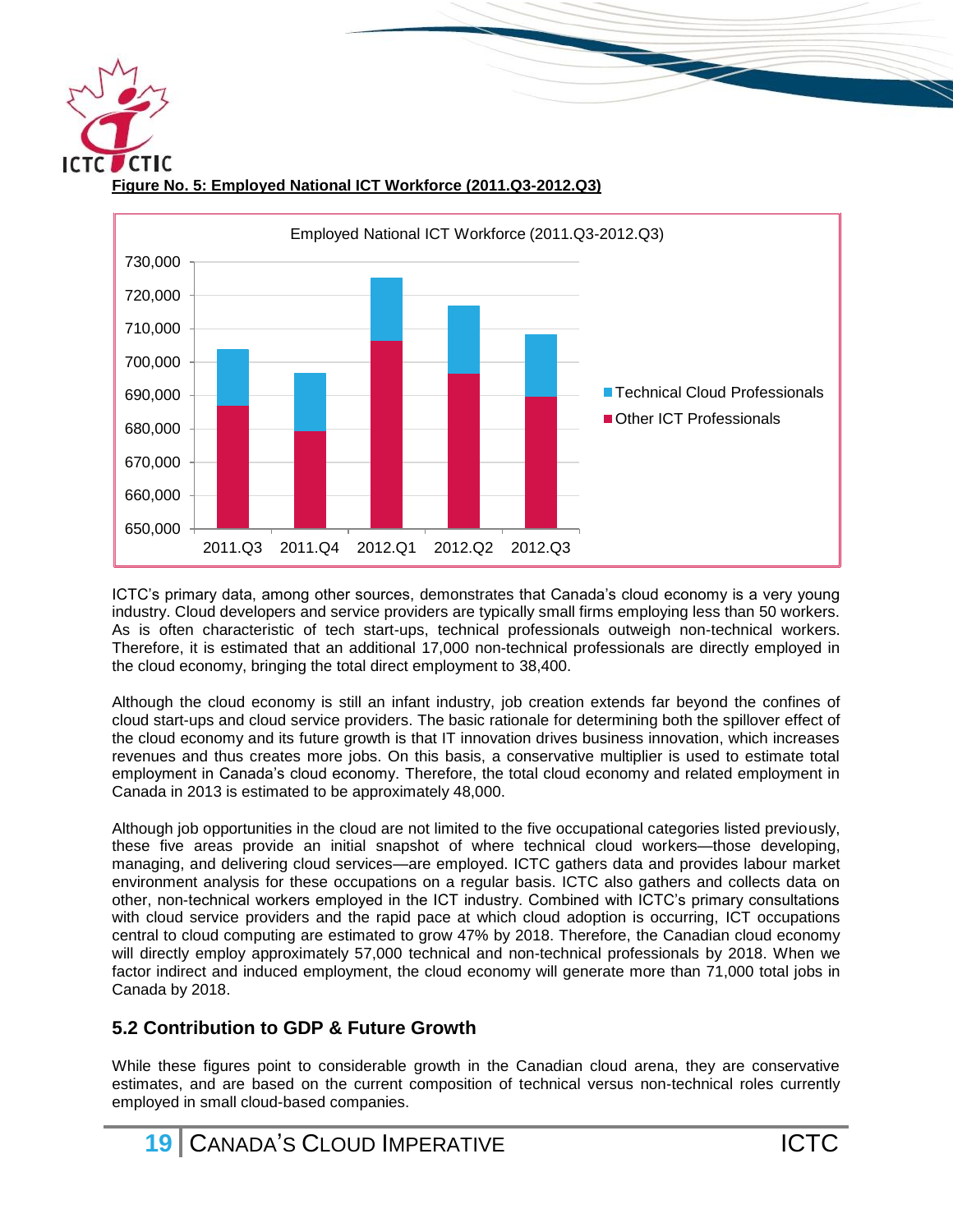**Figure No. 5: Employed National ICT Workforce (2011.Q3-2012.Q3)**

ICTC's primary data, among other sources, demonstrates that Canada's cloud economy is a very young industry. Cloud developers and service providers are typically small firms employing less than 50 workers. As is often characteristic of tech start-ups, technical professionals outweigh non-technical workers. Therefore, it is estimated that an additional 17,000 non-technical professionals are directly employed in the cloud economy, bringing the total direct employment to 38,400.

Although the cloud economy is still an infant industry, job creation extends far beyond the confines of cloud start-ups and cloud service providers. The basic rationale for determining both the spillover effect of the cloud economy and its future growth is that IT innovation drives business innovation, which increases revenues and thus creates more jobs. On this basis, a conservative multiplier is used to estimate total employment in Canada's cloud economy. Therefore, the total cloud economy and related employment in Canada in 2013 is estimated to be approximately 48,000.

Although job opportunities in the cloud are not limited to the five occupational categories listed previously, these five areas provide an initial snapshot of where technical cloud workers—those developing, managing, and delivering cloud services—are employed. ICTC gathers data and provides labour market environment analysis for these occupations on a regular basis. ICTC also gathers and collects data on other, non-technical workers employed in the ICT industry. Combined with ICTC's primary consultations with cloud service providers and the rapid pace at which cloud adoption is occurring, ICT occupations central to cloud computing are estimated to grow 47% by 2018. Therefore, the Canadian cloud economy will directly employ approximately 57,000 technical and non-technical professionals by 2018. When we factor indirect and induced employment, the cloud economy will generate more than 71,000 total jobs in Canada by 2018.

## 5.2 Contribution to GDP & Future Growth

While these figures point to considerable growth in the Canadian cloud arena, they are conservative estimates, and are based on the current composition of technical versus non-technical roles currently employed in small cloud-based companies.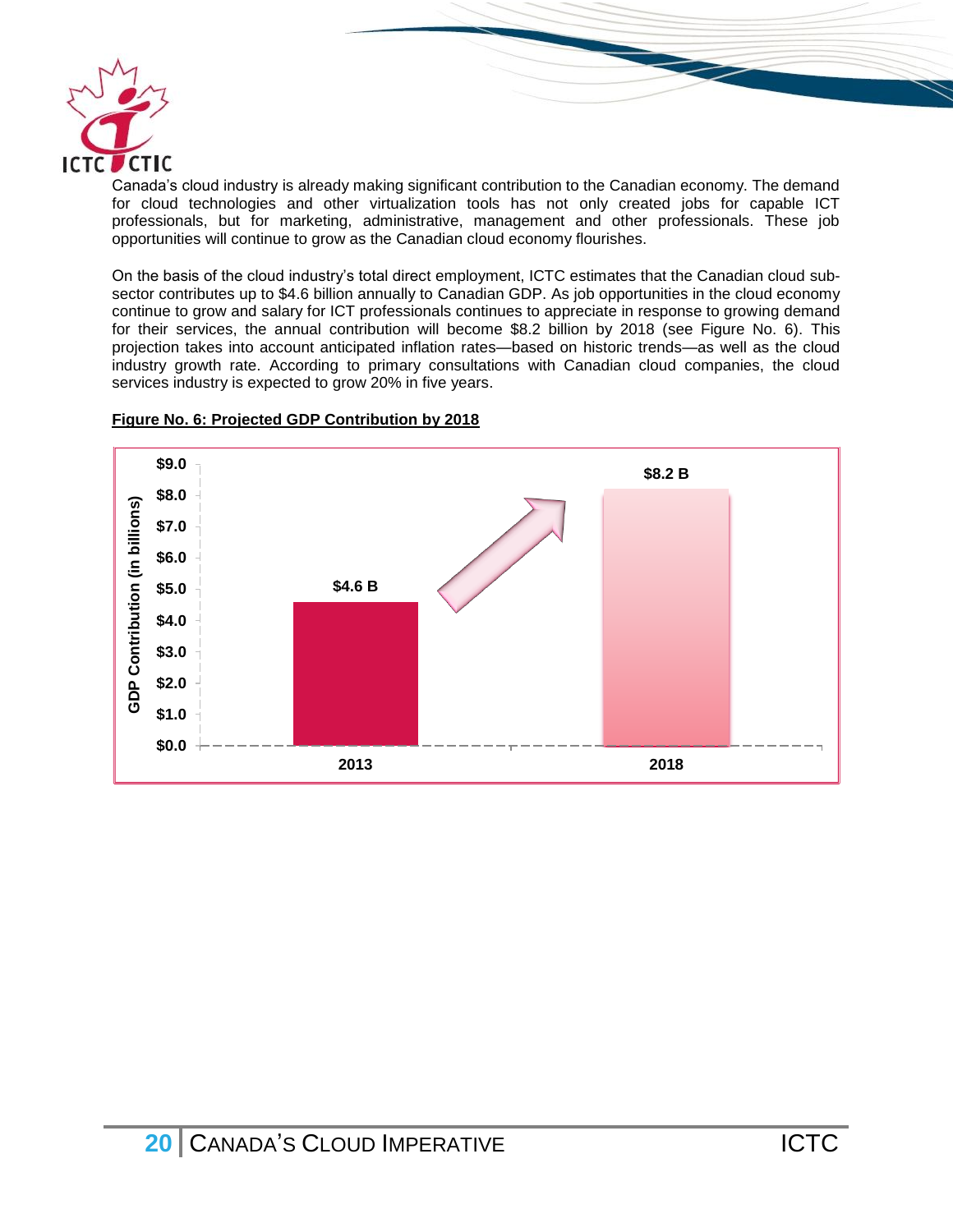Canada's cloud industry is already making significant contribution to the Canadian economy. The demand for cloud technologies and other virtualization tools has not only created jobs for capable ICT professionals, but for marketing, administrative, management and other professionals. These job opportunities will continue to grow as the Canadian cloud economy flourishes.

On the basis of the cloud industry's total direct employment, ICTC estimates that the Canadian cloud sub-sector contributes up to $4.6 billion annually to Canadian GDP. As job opportunities in the cloud economy continue to grow and salary for ICT professionals continues to appreciate in response to growing demand for their services, the annual contribution will become $8.2 billion by 2018 (see Figure No. 6). This projection takes into account anticipated inflation rates—based on historic trends—as well as the cloud industry growth rate. According to primary consultations with Canadian cloud companies, the cloud services industry is expected to grow 20% in five years.

**Figure No. 6: Projected GDP Contribution by 2018**

| Year | GDP Contribution (in billions) |
| --- | --- |
| 2013 | $4.6 B |
| 2018 | $8.2 B |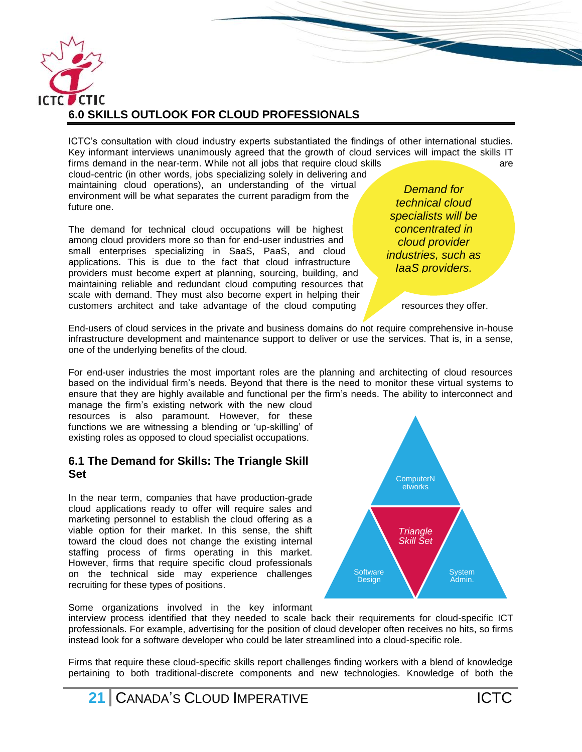## 6.0 SKILLS OUTLOOK FOR CLOUD PROFESSIONALS

ICTC's consultation with cloud industry experts substantiated the findings of other international studies. Key informant interviews unanimously agreed that the growth of cloud services will impact the skills IT firms demand in the near-term. While not all jobs that require cloud skills are cloud-centric (in other words, jobs specializing solely in delivering and maintaining cloud operations), an understanding of the virtual environment will be what separates the current paradigm from the future one.

*Demand for technical cloud specialists will be concentrated in cloud provider industries, such as IaaS providers.*

The demand for technical cloud occupations will be highest among cloud providers more so than for end-user industries and small enterprises specializing in SaaS, PaaS, and cloud applications. This is due to the fact that cloud infrastructure providers must become expert at planning, sourcing, building, and maintaining reliable and redundant cloud computing resources that scale with demand. They must also become expert in helping their customers architect and take advantage of the cloud computing resources they offer.

End-users of cloud services in the private and business domains do not require comprehensive in-house infrastructure development and maintenance support to deliver or use the services. That is, in a sense, one of the underlying benefits of the cloud.

For end-user industries the most important roles are the planning and architecting of cloud resources based on the individual firm's needs. Beyond that there is the need to monitor these virtual systems to ensure that they are highly available and functional per the firm's needs. The ability to interconnect and manage the firm's existing network with the new cloud resources is also paramount. However, for these functions we are witnessing a blending or 'up-skilling' of existing roles as opposed to cloud specialist occupations.

### 6.1 The Demand for Skills: The Triangle Skill Set

In the near term, companies that have production-grade cloud applications ready to offer will require sales and marketing personnel to establish the cloud offering as a viable option for their market. In this sense, the shift toward the cloud does not change the existing internal staffing process of firms operating in this market. However, firms that require specific cloud professionals on the technical side may experience challenges recruiting for these types of positions.

Computer Networks | *Triangle Skill Set* | Software Design | System Admin.

Some organizations involved in the key informant interview process identified that they needed to scale back their requirements for cloud-specific ICT professionals. For example, advertising for the position of cloud developer often receives no hits, so firms instead look for a software developer who could be later streamlined into a cloud-specific role.

Firms that require these cloud-specific skills report challenges finding workers with a blend of knowledge pertaining to both traditional-discrete components and new technologies. Knowledge of both the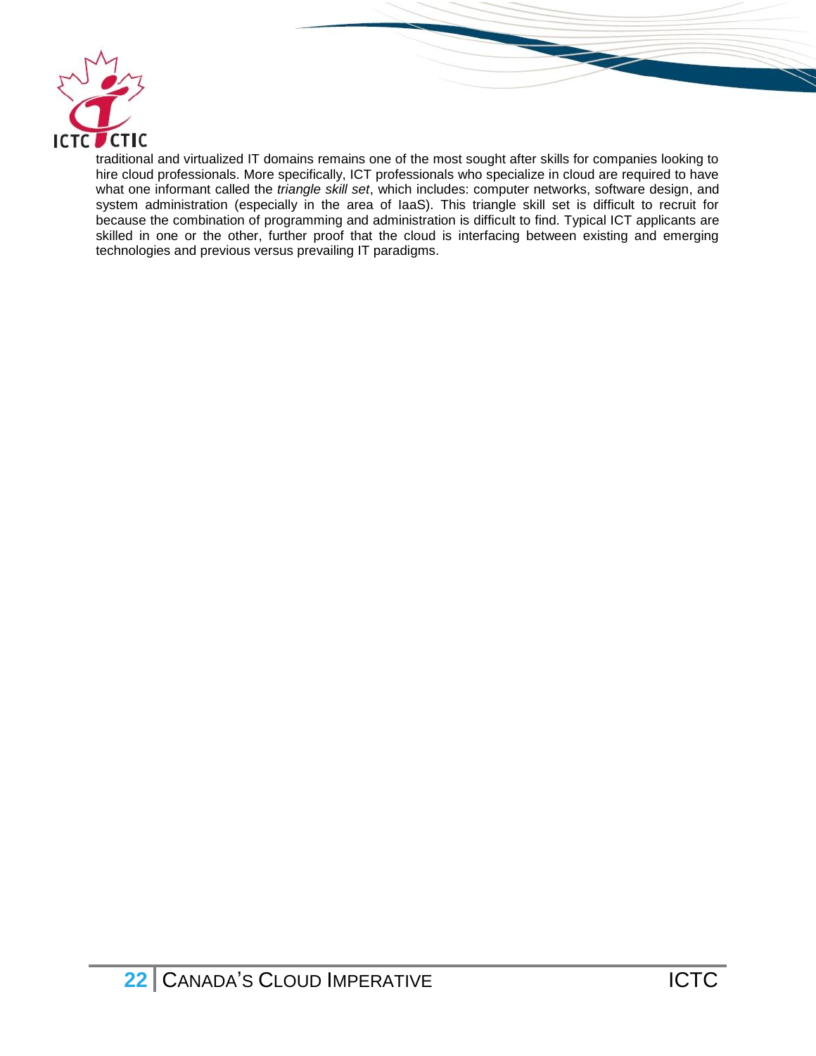traditional and virtualized IT domains remains one of the most sought after skills for companies looking to hire cloud professionals. More specifically, ICT professionals who specialize in cloud are required to have what one informant called the *triangle skill set*, which includes: computer networks, software design, and system administration (especially in the area of IaaS). This triangle skill set is difficult to recruit for because the combination of programming and administration is difficult to find. Typical ICT applicants are skilled in one or the other, further proof that the cloud is interfacing between existing and emerging technologies and previous versus prevailing IT paradigms.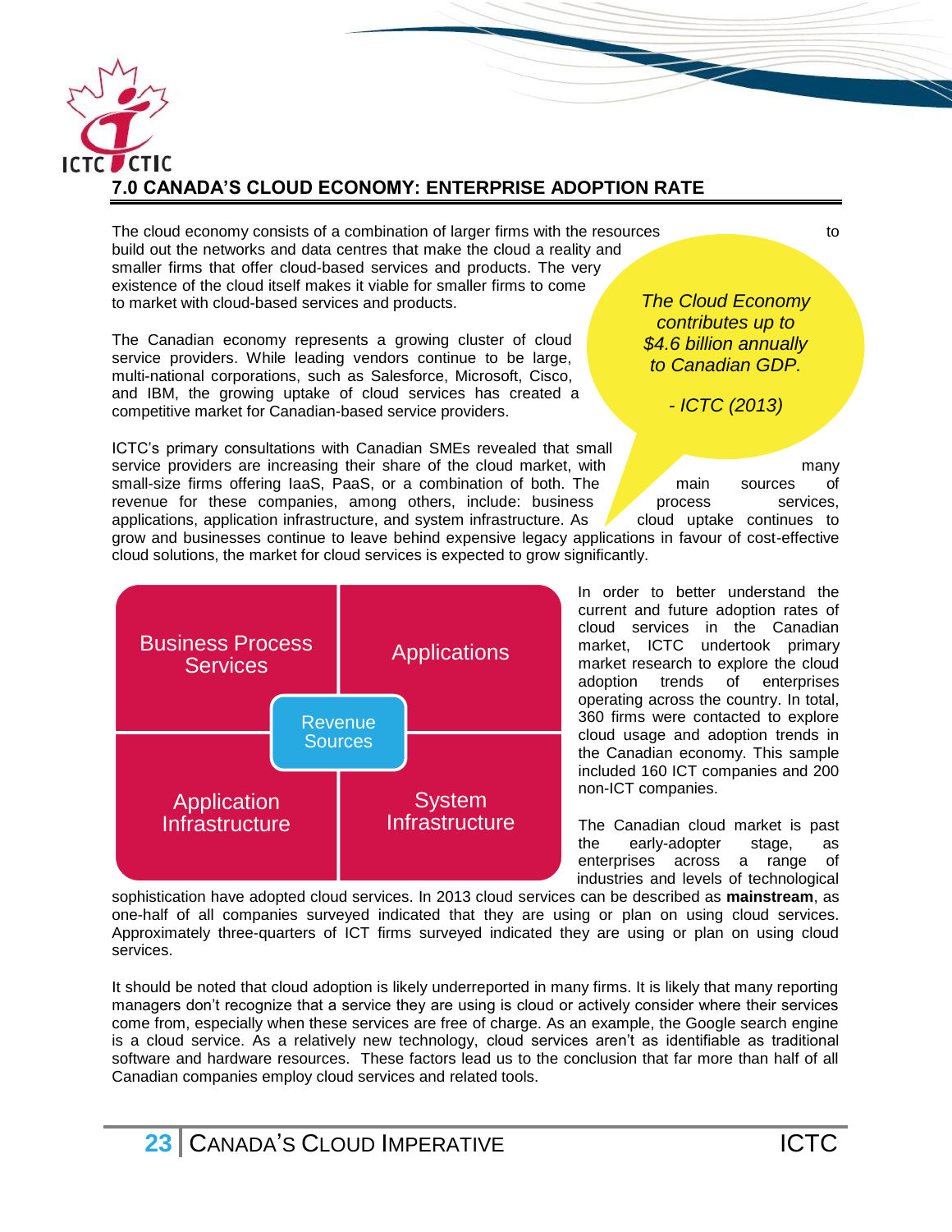## 7.0 CANADA'S CLOUD ECONOMY: ENTERPRISE ADOPTION RATE

The cloud economy consists of a combination of larger firms with the resources to build out the networks and data centres that make the cloud a reality and smaller firms that offer cloud-based services and products. The very existence of the cloud itself makes it viable for smaller firms to come to market with cloud-based services and products.

*The Cloud Economy contributes up to $4.6 billion annually to Canadian GDP.*

*- ICTC (2013)*

The Canadian economy represents a growing cluster of cloud service providers. While leading vendors continue to be large, multi-national corporations, such as Salesforce, Microsoft, Cisco, and IBM, the growing uptake of cloud services has created a competitive market for Canadian-based service providers.

ICTC's primary consultations with Canadian SMEs revealed that small service providers are increasing their share of the cloud market, with many small-size firms offering IaaS, PaaS, or a combination of both. The main sources of revenue for these companies, among others, include: business process services, applications, application infrastructure, and system infrastructure. As cloud uptake continues to grow and businesses continue to leave behind expensive legacy applications in favour of cost-effective cloud solutions, the market for cloud services is expected to grow significantly.

| Business Process Services | Applications |
|---|---|
| Application Infrastructure | System Infrastructure |

Revenue Sources

In order to better understand the current and future adoption rates of cloud services in the Canadian market, ICTC undertook primary market research to explore the cloud adoption trends of enterprises operating across the country. In total, 360 firms were contacted to explore cloud usage and adoption trends in the Canadian economy. This sample included 160 ICT companies and 200 non-ICT companies.

The Canadian cloud market is past the early-adopter stage, as enterprises across a range of industries and levels of technological sophistication have adopted cloud services. In 2013 cloud services can be described as **mainstream**, as one-half of all companies surveyed indicated that they are using or plan on using cloud services. Approximately three-quarters of ICT firms surveyed indicated they are using or plan on using cloud services.

It should be noted that cloud adoption is likely underreported in many firms. It is likely that many reporting managers don't recognize that a service they are using is cloud or actively consider where their services come from, especially when these services are free of charge. As an example, the Google search engine is a cloud service. As a relatively new technology, cloud services aren't as identifiable as traditional software and hardware resources. These factors lead us to the conclusion that far more than half of all Canadian companies employ cloud services and related tools.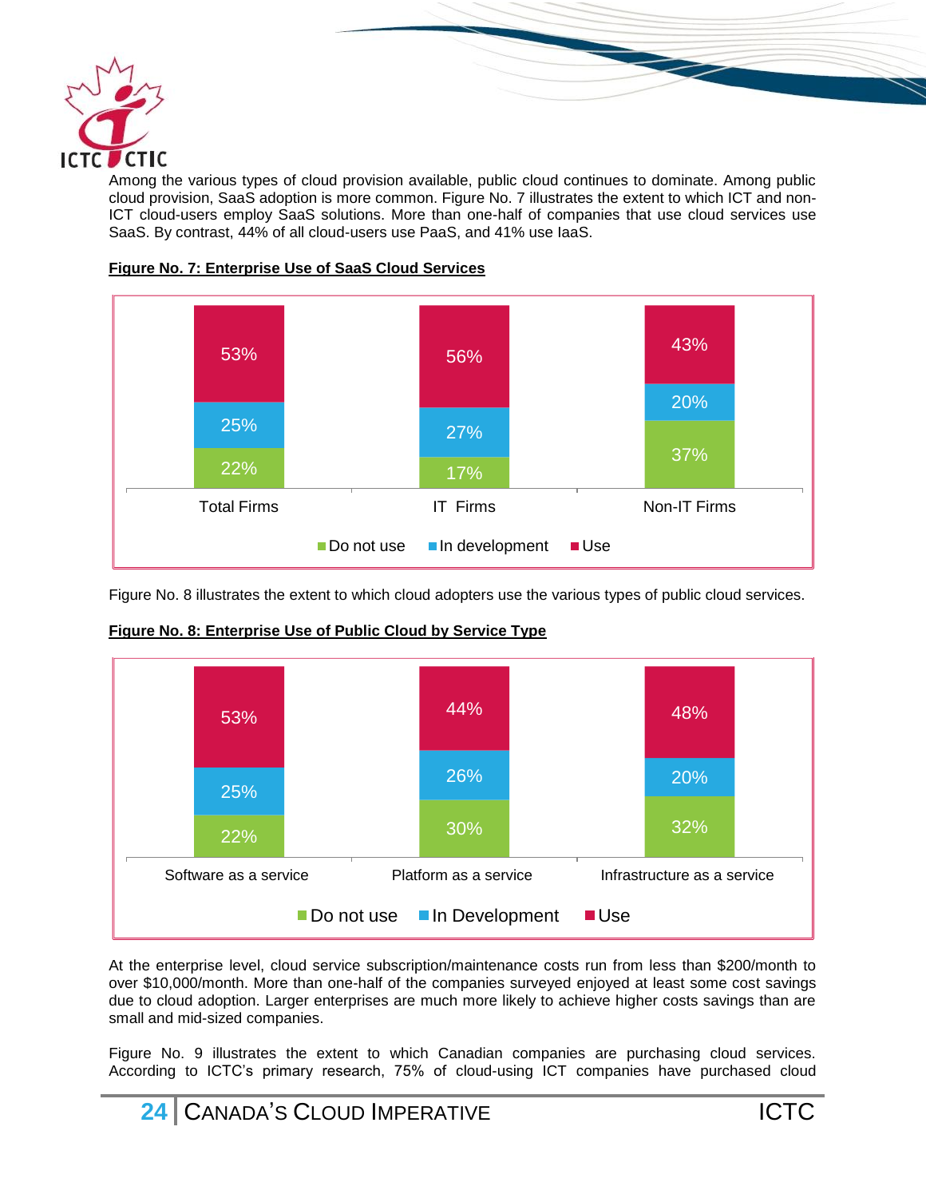Among the various types of cloud provision available, public cloud continues to dominate. Among public cloud provision, SaaS adoption is more common. Figure No. 7 illustrates the extent to which ICT and non-ICT cloud-users employ SaaS solutions. More than one-half of companies that use cloud services use SaaS. By contrast, 44% of all cloud-users use PaaS, and 41% use IaaS.

**Figure No. 7: Enterprise Use of SaaS Cloud Services**

| | Total Firms | IT Firms | Non-IT Firms |
|---|---|---|---|
| Use | 53% | 56% | 43% |
| In development | 25% | 27% | 20% |
| Do not use | 22% | 17% | 37% |

Figure No. 8 illustrates the extent to which cloud adopters use the various types of public cloud services.

**Figure No. 8: Enterprise Use of Public Cloud by Service Type**

| | Software as a service | Platform as a service | Infrastructure as a service |
|---|---|---|---|
| Use | 53% | 44% | 48% |
| In Development | 25% | 26% | 20% |
| Do not use | 22% | 30% | 32% |

At the enterprise level, cloud service subscription/maintenance costs run from less than $200/month to over $10,000/month. More than one-half of the companies surveyed enjoyed at least some cost savings due to cloud adoption. Larger enterprises are much more likely to achieve higher costs savings than are small and mid-sized companies.

Figure No. 9 illustrates the extent to which Canadian companies are purchasing cloud services. According to ICTC's primary research, 75% of cloud-using ICT companies have purchased cloud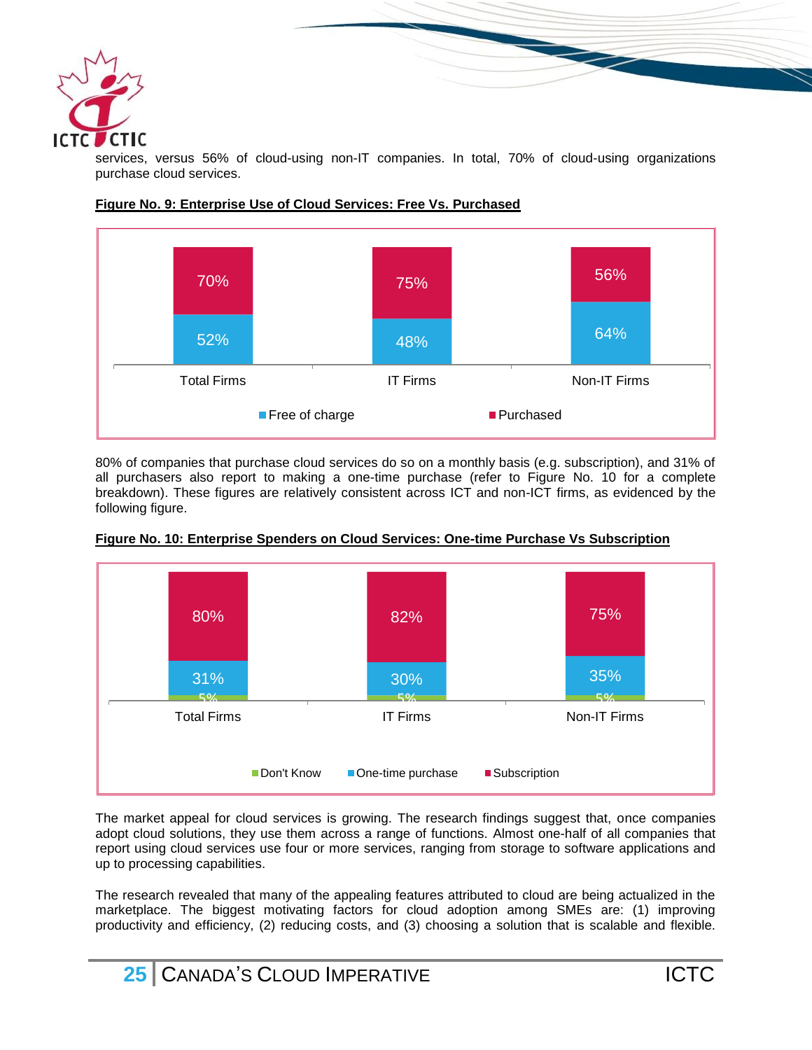services, versus 56% of cloud-using non-IT companies. In total, 70% of cloud-using organizations purchase cloud services.

**Figure No. 9: Enterprise Use of Cloud Services: Free Vs. Purchased**

| | Total Firms | IT Firms | Non-IT Firms |
|---|---|---|---|
| Free of charge | 52% | 48% | 64% |
| Purchased | 70% | 75% | 56% |

80% of companies that purchase cloud services do so on a monthly basis (e.g. subscription), and 31% of all purchasers also report to making a one-time purchase (refer to Figure No. 10 for a complete breakdown). These figures are relatively consistent across ICT and non-ICT firms, as evidenced by the following figure.

**Figure No. 10: Enterprise Spenders on Cloud Services: One-time Purchase Vs Subscription**

| | Total Firms | IT Firms | Non-IT Firms |
|---|---|---|---|
| Don't Know | 5% | 5% | 5% |
| One-time purchase | 31% | 30% | 35% |
| Subscription | 80% | 82% | 75% |

The market appeal for cloud services is growing. The research findings suggest that, once companies adopt cloud solutions, they use them across a range of functions. Almost one-half of all companies that report using cloud services use four or more services, ranging from storage to software applications and up to processing capabilities.

The research revealed that many of the appealing features attributed to cloud are being actualized in the marketplace. The biggest motivating factors for cloud adoption among SMEs are: (1) improving productivity and efficiency, (2) reducing costs, and (3) choosing a solution that is scalable and flexible.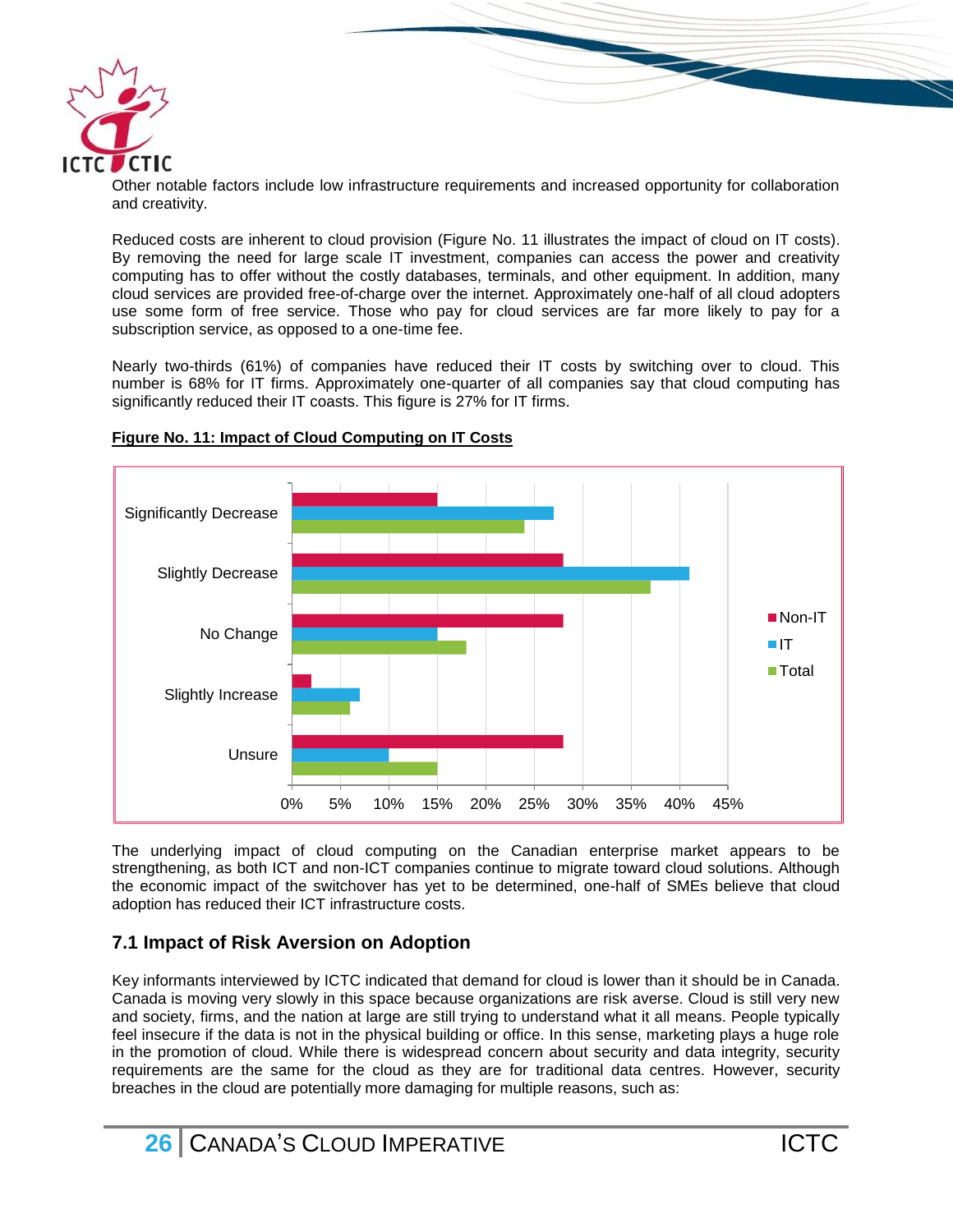Other notable factors include low infrastructure requirements and increased opportunity for collaboration and creativity.

Reduced costs are inherent to cloud provision (Figure No. 11 illustrates the impact of cloud on IT costs). By removing the need for large scale IT investment, companies can access the power and creativity computing has to offer without the costly databases, terminals, and other equipment. In addition, many cloud services are provided free-of-charge over the internet. Approximately one-half of all cloud adopters use some form of free service. Those who pay for cloud services are far more likely to pay for a subscription service, as opposed to a one-time fee.

Nearly two-thirds (61%) of companies have reduced their IT costs by switching over to cloud. This number is 68% for IT firms. Approximately one-quarter of all companies say that cloud computing has significantly reduced their IT coasts. This figure is 27% for IT firms.

**Figure No. 11: Impact of Cloud Computing on IT Costs**

The underlying impact of cloud computing on the Canadian enterprise market appears to be strengthening, as both ICT and non-ICT companies continue to migrate toward cloud solutions. Although the economic impact of the switchover has yet to be determined, one-half of SMEs believe that cloud adoption has reduced their ICT infrastructure costs.

## 7.1 Impact of Risk Aversion on Adoption

Key informants interviewed by ICTC indicated that demand for cloud is lower than it should be in Canada. Canada is moving very slowly in this space because organizations are risk averse. Cloud is still very new and society, firms, and the nation at large are still trying to understand what it all means. People typically feel insecure if the data is not in the physical building or office. In this sense, marketing plays a huge role in the promotion of cloud. While there is widespread concern about security and data integrity, security requirements are the same for the cloud as they are for traditional data centres. However, security breaches in the cloud are potentially more damaging for multiple reasons, such as: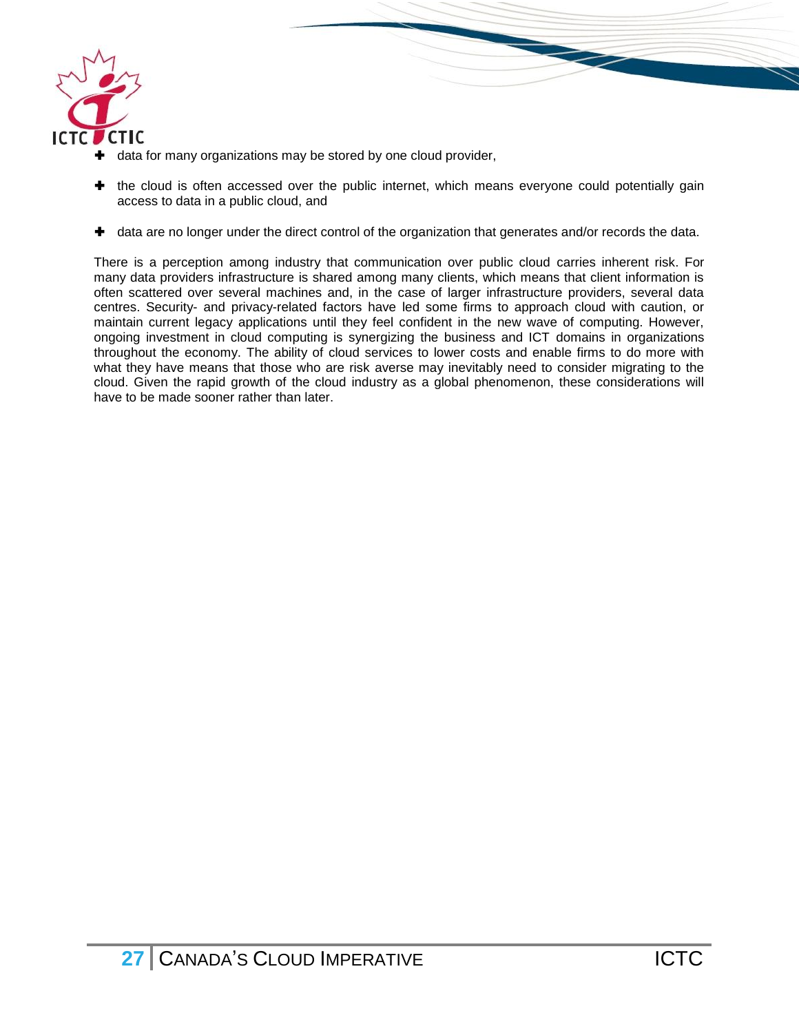- data for many organizations may be stored by one cloud provider,
- the cloud is often accessed over the public internet, which means everyone could potentially gain access to data in a public cloud, and
- data are no longer under the direct control of the organization that generates and/or records the data.

There is a perception among industry that communication over public cloud carries inherent risk. For many data providers infrastructure is shared among many clients, which means that client information is often scattered over several machines and, in the case of larger infrastructure providers, several data centres. Security- and privacy-related factors have led some firms to approach cloud with caution, or maintain current legacy applications until they feel confident in the new wave of computing. However, ongoing investment in cloud computing is synergizing the business and ICT domains in organizations throughout the economy. The ability of cloud services to lower costs and enable firms to do more with what they have means that those who are risk averse may inevitably need to consider migrating to the cloud. Given the rapid growth of the cloud industry as a global phenomenon, these considerations will have to be made sooner rather than later.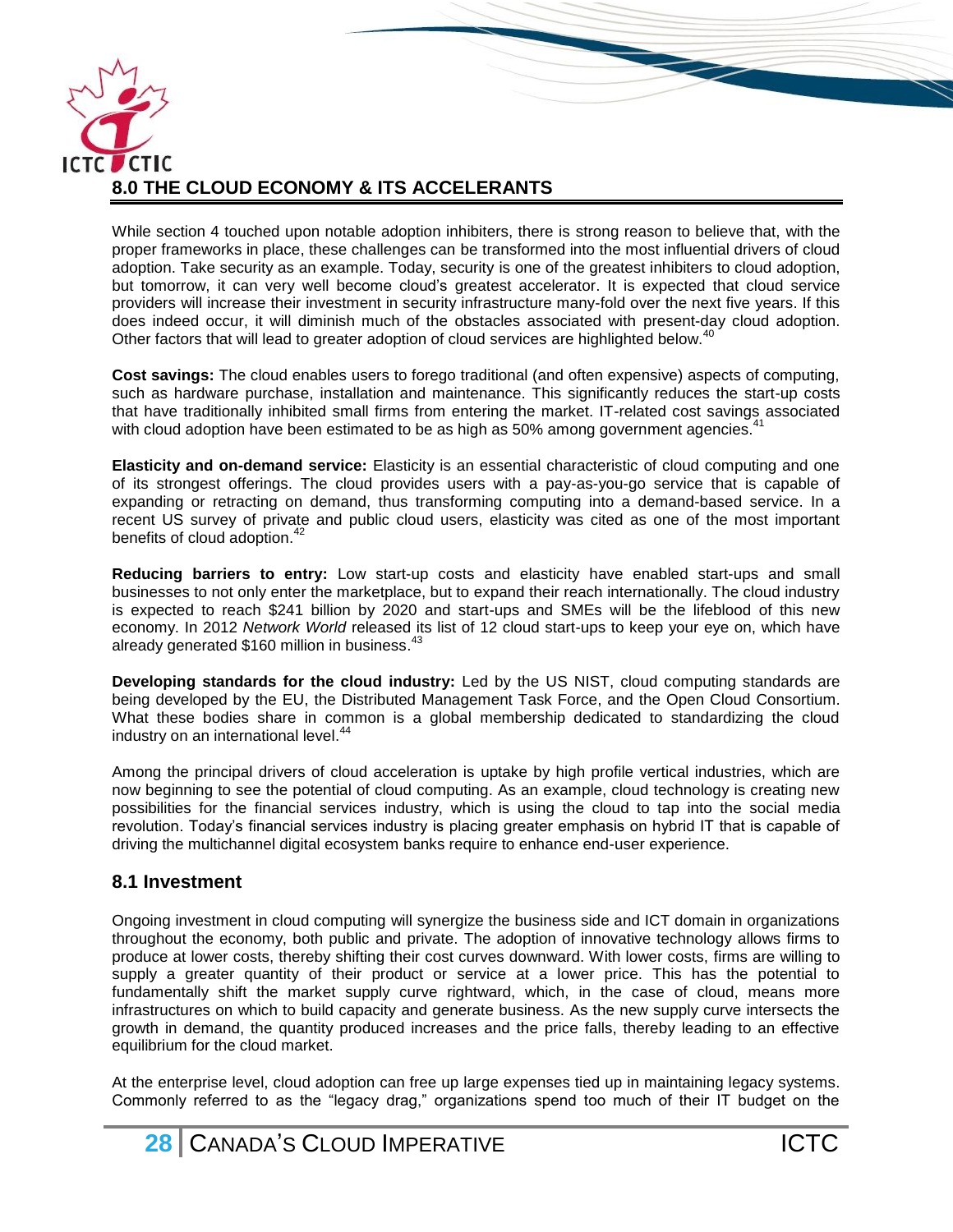## 8.0 THE CLOUD ECONOMY & ITS ACCELERANTS

While section 4 touched upon notable adoption inhibiters, there is strong reason to believe that, with the proper frameworks in place, these challenges can be transformed into the most influential drivers of cloud adoption. Take security as an example. Today, security is one of the greatest inhibiters to cloud adoption, but tomorrow, it can very well become cloud's greatest accelerator. It is expected that cloud service providers will increase their investment in security infrastructure many-fold over the next five years. If this does indeed occur, it will diminish much of the obstacles associated with present-day cloud adoption. Other factors that will lead to greater adoption of cloud services are highlighted below.[40]

**Cost savings:** The cloud enables users to forego traditional (and often expensive) aspects of computing, such as hardware purchase, installation and maintenance. This significantly reduces the start-up costs that have traditionally inhibited small firms from entering the market. IT-related cost savings associated with cloud adoption have been estimated to be as high as 50% among government agencies.[41]

**Elasticity and on-demand service:** Elasticity is an essential characteristic of cloud computing and one of its strongest offerings. The cloud provides users with a pay-as-you-go service that is capable of expanding or retracting on demand, thus transforming computing into a demand-based service. In a recent US survey of private and public cloud users, elasticity was cited as one of the most important benefits of cloud adoption.[42]

**Reducing barriers to entry:** Low start-up costs and elasticity have enabled start-ups and small businesses to not only enter the marketplace, but to expand their reach internationally. The cloud industry is expected to reach $241 billion by 2020 and start-ups and SMEs will be the lifeblood of this new economy. In 2012 *Network World* released its list of 12 cloud start-ups to keep your eye on, which have already generated $160 million in business.[43]

**Developing standards for the cloud industry:** Led by the US NIST, cloud computing standards are being developed by the EU, the Distributed Management Task Force, and the Open Cloud Consortium. What these bodies share in common is a global membership dedicated to standardizing the cloud industry on an international level.[44]

Among the principal drivers of cloud acceleration is uptake by high profile vertical industries, which are now beginning to see the potential of cloud computing. As an example, cloud technology is creating new possibilities for the financial services industry, which is using the cloud to tap into the social media revolution. Today's financial services industry is placing greater emphasis on hybrid IT that is capable of driving the multichannel digital ecosystem banks require to enhance end-user experience.

### 8.1 Investment

Ongoing investment in cloud computing will synergize the business side and ICT domain in organizations throughout the economy, both public and private. The adoption of innovative technology allows firms to produce at lower costs, thereby shifting their cost curves downward. With lower costs, firms are willing to supply a greater quantity of their product or service at a lower price. This has the potential to fundamentally shift the market supply curve rightward, which, in the case of cloud, means more infrastructures on which to build capacity and generate business. As the new supply curve intersects the growth in demand, the quantity produced increases and the price falls, thereby leading to an effective equilibrium for the cloud market.

At the enterprise level, cloud adoption can free up large expenses tied up in maintaining legacy systems. Commonly referred to as the "legacy drag," organizations spend too much of their IT budget on the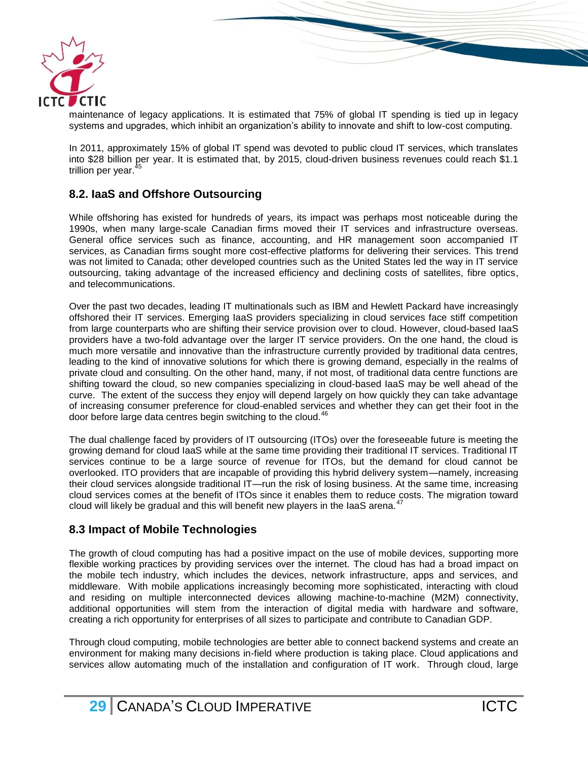maintenance of legacy applications. It is estimated that 75% of global IT spending is tied up in legacy systems and upgrades, which inhibit an organization's ability to innovate and shift to low-cost computing.

In 2011, approximately 15% of global IT spend was devoted to public cloud IT services, which translates into $28 billion per year. It is estimated that, by 2015, cloud-driven business revenues could reach $1.1 trillion per year.[45]

## 8.2. IaaS and Offshore Outsourcing

While offshoring has existed for hundreds of years, its impact was perhaps most noticeable during the 1990s, when many large-scale Canadian firms moved their IT services and infrastructure overseas. General office services such as finance, accounting, and HR management soon accompanied IT services, as Canadian firms sought more cost-effective platforms for delivering their services. This trend was not limited to Canada; other developed countries such as the United States led the way in IT service outsourcing, taking advantage of the increased efficiency and declining costs of satellites, fibre optics, and telecommunications.

Over the past two decades, leading IT multinationals such as IBM and Hewlett Packard have increasingly offshored their IT services. Emerging IaaS providers specializing in cloud services face stiff competition from large counterparts who are shifting their service provision over to cloud. However, cloud-based IaaS providers have a two-fold advantage over the larger IT service providers. On the one hand, the cloud is much more versatile and innovative than the infrastructure currently provided by traditional data centres, leading to the kind of innovative solutions for which there is growing demand, especially in the realms of private cloud and consulting. On the other hand, many, if not most, of traditional data centre functions are shifting toward the cloud, so new companies specializing in cloud-based IaaS may be well ahead of the curve. The extent of the success they enjoy will depend largely on how quickly they can take advantage of increasing consumer preference for cloud-enabled services and whether they can get their foot in the door before large data centres begin switching to the cloud.[46]

The dual challenge faced by providers of IT outsourcing (ITOs) over the foreseeable future is meeting the growing demand for cloud IaaS while at the same time providing their traditional IT services. Traditional IT services continue to be a large source of revenue for ITOs, but the demand for cloud cannot be overlooked. ITO providers that are incapable of providing this hybrid delivery system—namely, increasing their cloud services alongside traditional IT—run the risk of losing business. At the same time, increasing cloud services comes at the benefit of ITOs since it enables them to reduce costs. The migration toward cloud will likely be gradual and this will benefit new players in the IaaS arena.[47]

## 8.3 Impact of Mobile Technologies

The growth of cloud computing has had a positive impact on the use of mobile devices, supporting more flexible working practices by providing services over the internet. The cloud has had a broad impact on the mobile tech industry, which includes the devices, network infrastructure, apps and services, and middleware. With mobile applications increasingly becoming more sophisticated, interacting with cloud and residing on multiple interconnected devices allowing machine-to-machine (M2M) connectivity, additional opportunities will stem from the interaction of digital media with hardware and software, creating a rich opportunity for enterprises of all sizes to participate and contribute to Canadian GDP.

Through cloud computing, mobile technologies are better able to connect backend systems and create an environment for making many decisions in-field where production is taking place. Cloud applications and services allow automating much of the installation and configuration of IT work. Through cloud, large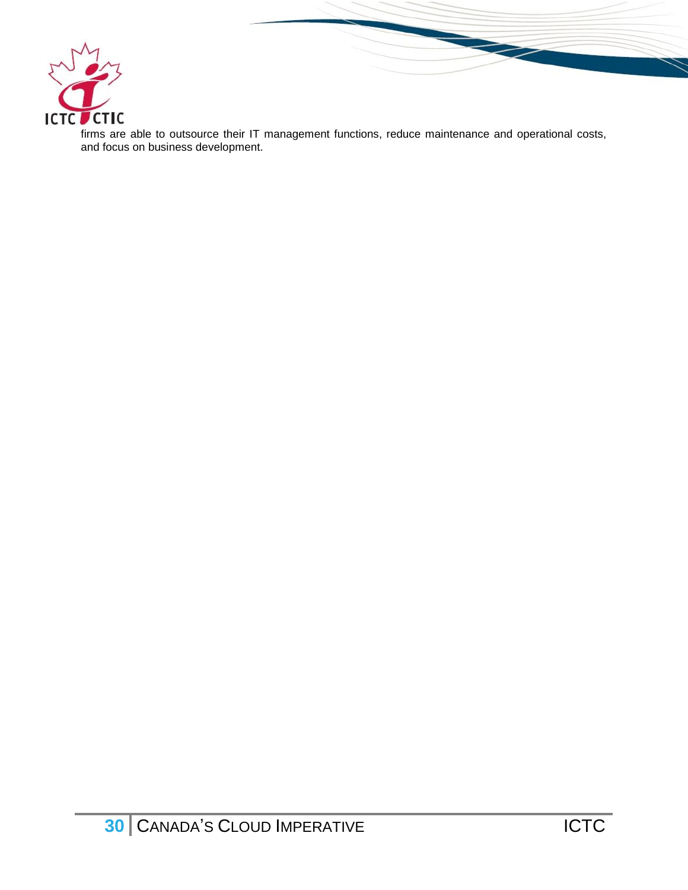firms are able to outsource their IT management functions, reduce maintenance and operational costs, and focus on business development.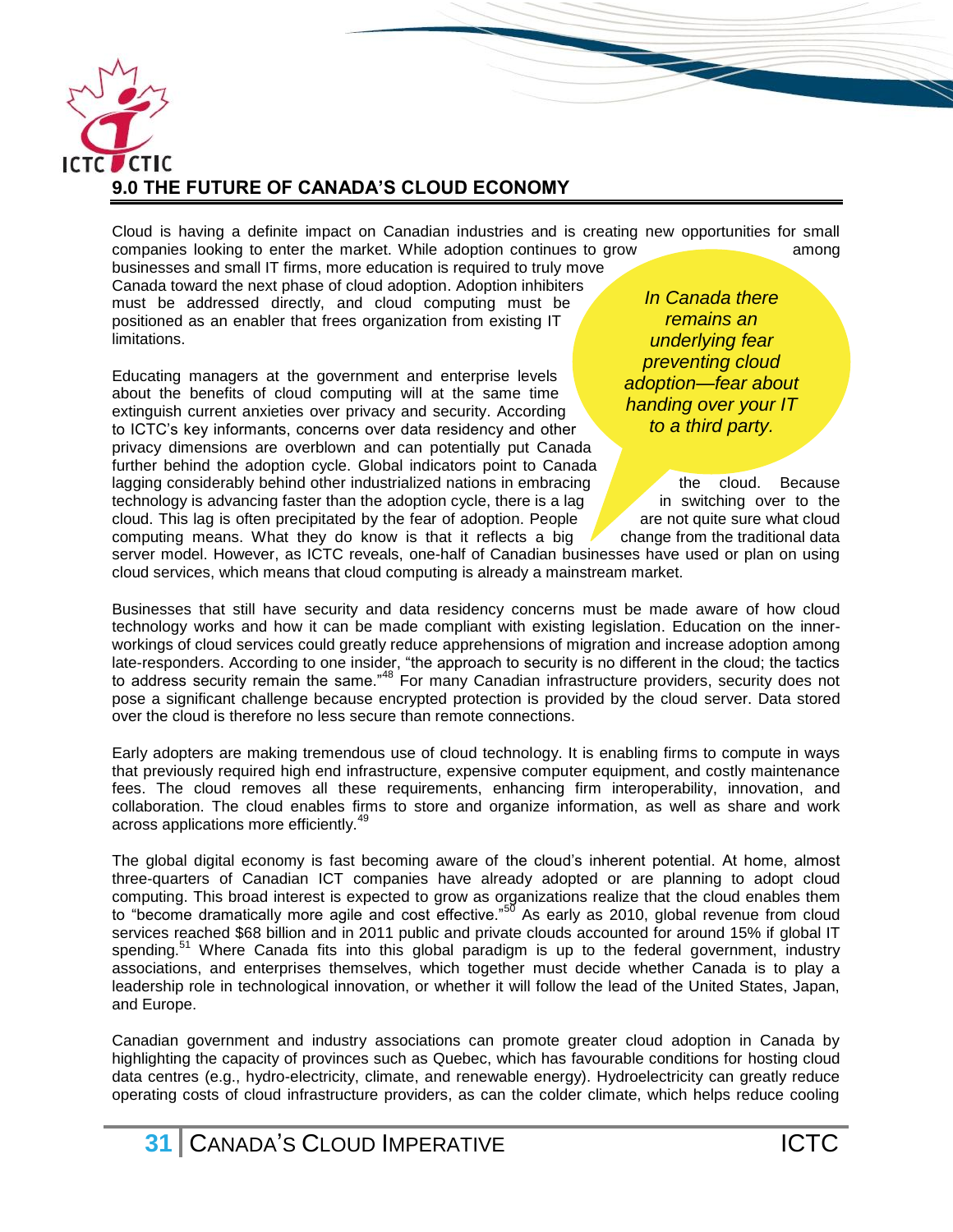## 9.0 THE FUTURE OF CANADA'S CLOUD ECONOMY

Cloud is having a definite impact on Canadian industries and is creating new opportunities for small companies looking to enter the market. While adoption continues to grow among businesses and small IT firms, more education is required to truly move Canada toward the next phase of cloud adoption. Adoption inhibitors must be addressed directly, and cloud computing must be positioned as an enabler that frees organization from existing IT limitations.

*In Canada there remains an underlying fear preventing cloud adoption—fear about handing over your IT to a third party.*

Educating managers at the government and enterprise levels about the benefits of cloud computing will at the same time extinguish current anxieties over privacy and security. According to ICTC's key informants, concerns over data residency and other privacy dimensions are overblown and can potentially put Canada further behind the adoption cycle. Global indicators point to Canada lagging considerably behind other industrialized nations in embracing the cloud. Because technology is advancing faster than the adoption cycle, there is a lag in switching over to the cloud. This lag is often precipitated by the fear of adoption. People are not quite sure what cloud computing means. What they do know is that it reflects a big change from the traditional data server model. However, as ICTC reveals, one-half of Canadian businesses have used or plan on using cloud services, which means that cloud computing is already a mainstream market.

Businesses that still have security and data residency concerns must be made aware of how cloud technology works and how it can be made compliant with existing legislation. Education on the inner-workings of cloud services could greatly reduce apprehensions of migration and increase adoption among late-responders. According to one insider, "the approach to security is no different in the cloud; the tactics to address security remain the same."[48] For many Canadian infrastructure providers, security does not pose a significant challenge because encrypted protection is provided by the cloud server. Data stored over the cloud is therefore no less secure than remote connections.

Early adopters are making tremendous use of cloud technology. It is enabling firms to compute in ways that previously required high end infrastructure, expensive computer equipment, and costly maintenance fees. The cloud removes all these requirements, enhancing firm interoperability, innovation, and collaboration. The cloud enables firms to store and organize information, as well as share and work across applications more efficiently.[49]

The global digital economy is fast becoming aware of the cloud's inherent potential. At home, almost three-quarters of Canadian ICT companies have already adopted or are planning to adopt cloud computing. This broad interest is expected to grow as organizations realize that the cloud enables them to "become dramatically more agile and cost effective."[50] As early as 2010, global revenue from cloud services reached $68 billion and in 2011 public and private clouds accounted for around 15% if global IT spending.[51] Where Canada fits into this global paradigm is up to the federal government, industry associations, and enterprises themselves, which together must decide whether Canada is to play a leadership role in technological innovation, or whether it will follow the lead of the United States, Japan, and Europe.

Canadian government and industry associations can promote greater cloud adoption in Canada by highlighting the capacity of provinces such as Quebec, which has favourable conditions for hosting cloud data centres (e.g., hydro-electricity, climate, and renewable energy). Hydroelectricity can greatly reduce operating costs of cloud infrastructure providers, as can the colder climate, which helps reduce cooling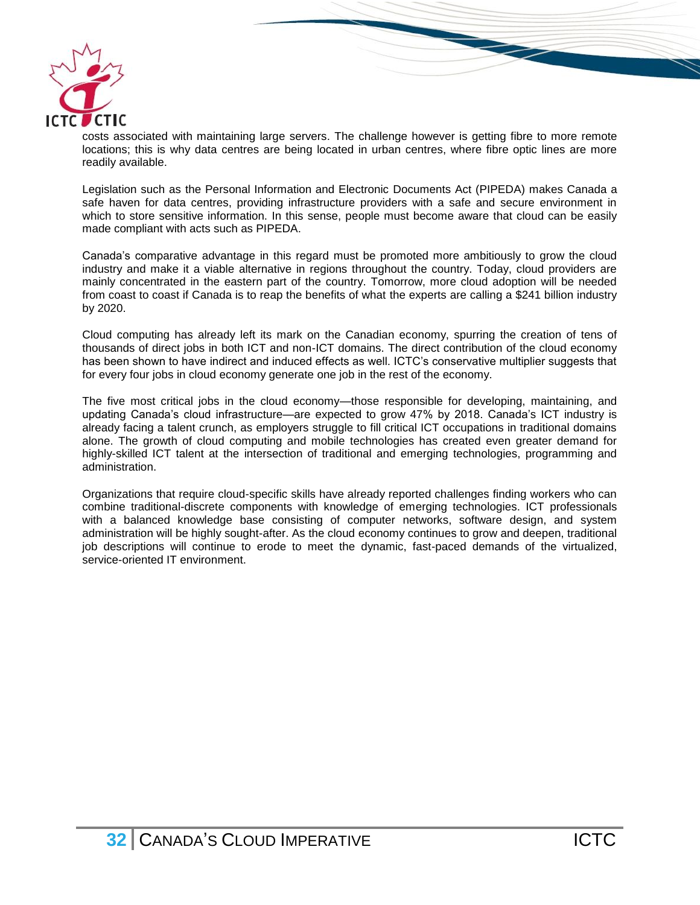costs associated with maintaining large servers. The challenge however is getting fibre to more remote locations; this is why data centres are being located in urban centres, where fibre optic lines are more readily available.

Legislation such as the Personal Information and Electronic Documents Act (PIPEDA) makes Canada a safe haven for data centres, providing infrastructure providers with a safe and secure environment in which to store sensitive information. In this sense, people must become aware that cloud can be easily made compliant with acts such as PIPEDA.

Canada's comparative advantage in this regard must be promoted more ambitiously to grow the cloud industry and make it a viable alternative in regions throughout the country. Today, cloud providers are mainly concentrated in the eastern part of the country. Tomorrow, more cloud adoption will be needed from coast to coast if Canada is to reap the benefits of what the experts are calling a $241 billion industry by 2020.

Cloud computing has already left its mark on the Canadian economy, spurring the creation of tens of thousands of direct jobs in both ICT and non-ICT domains. The direct contribution of the cloud economy has been shown to have indirect and induced effects as well. ICTC's conservative multiplier suggests that for every four jobs in cloud economy generate one job in the rest of the economy.

The five most critical jobs in the cloud economy—those responsible for developing, maintaining, and updating Canada's cloud infrastructure—are expected to grow 47% by 2018. Canada's ICT industry is already facing a talent crunch, as employers struggle to fill critical ICT occupations in traditional domains alone. The growth of cloud computing and mobile technologies has created even greater demand for highly-skilled ICT talent at the intersection of traditional and emerging technologies, programming and administration.

Organizations that require cloud-specific skills have already reported challenges finding workers who can combine traditional-discrete components with knowledge of emerging technologies. ICT professionals with a balanced knowledge base consisting of computer networks, software design, and system administration will be highly sought-after. As the cloud economy continues to grow and deepen, traditional job descriptions will continue to erode to meet the dynamic, fast-paced demands of the virtualized, service-oriented IT environment.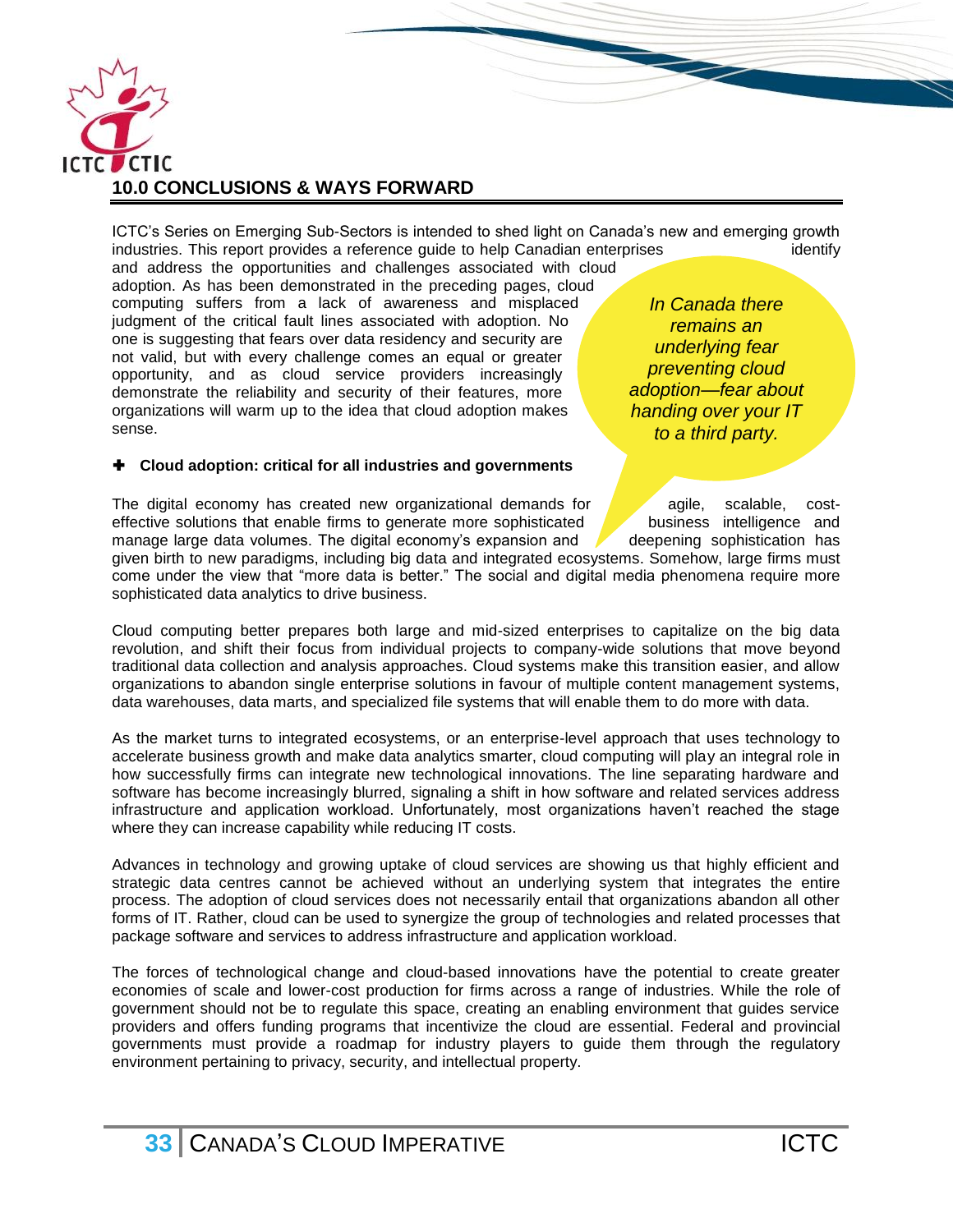## 10.0 CONCLUSIONS & WAYS FORWARD

ICTC's Series on Emerging Sub-Sectors is intended to shed light on Canada's new and emerging growth industries. This report provides a reference guide to help Canadian enterprises identify and address the opportunities and challenges associated with cloud adoption. As has been demonstrated in the preceding pages, cloud computing suffers from a lack of awareness and misplaced judgment of the critical fault lines associated with adoption. No one is suggesting that fears over data residency and security are not valid, but with every challenge comes an equal or greater opportunity, and as cloud service providers increasingly demonstrate the reliability and security of their features, more organizations will warm up to the idea that cloud adoption makes sense.

*In Canada there remains an underlying fear preventing cloud adoption—fear about handing over your IT to a third party.*

**✚ Cloud adoption: critical for all industries and governments**

The digital economy has created new organizational demands for agile, scalable, cost-effective solutions that enable firms to generate more sophisticated business intelligence and manage large data volumes. The digital economy's expansion and deepening sophistication has given birth to new paradigms, including big data and integrated ecosystems. Somehow, large firms must come under the view that "more data is better." The social and digital media phenomena require more sophisticated data analytics to drive business.

Cloud computing better prepares both large and mid-sized enterprises to capitalize on the big data revolution, and shift their focus from individual projects to company-wide solutions that move beyond traditional data collection and analysis approaches. Cloud systems make this transition easier, and allow organizations to abandon single enterprise solutions in favour of multiple content management systems, data warehouses, data marts, and specialized file systems that will enable them to do more with data.

As the market turns to integrated ecosystems, or an enterprise-level approach that uses technology to accelerate business growth and make data analytics smarter, cloud computing will play an integral role in how successfully firms can integrate new technological innovations. The line separating hardware and software has become increasingly blurred, signaling a shift in how software and related services address infrastructure and application workload. Unfortunately, most organizations haven't reached the stage where they can increase capability while reducing IT costs.

Advances in technology and growing uptake of cloud services are showing us that highly efficient and strategic data centres cannot be achieved without an underlying system that integrates the entire process. The adoption of cloud services does not necessarily entail that organizations abandon all other forms of IT. Rather, cloud can be used to synergize the group of technologies and related processes that package software and services to address infrastructure and application workload.

The forces of technological change and cloud-based innovations have the potential to create greater economies of scale and lower-cost production for firms across a range of industries. While the role of government should not be to regulate this space, creating an enabling environment that guides service providers and offers funding programs that incentivize the cloud are essential. Federal and provincial governments must provide a roadmap for industry players to guide them through the regulatory environment pertaining to privacy, security, and intellectual property.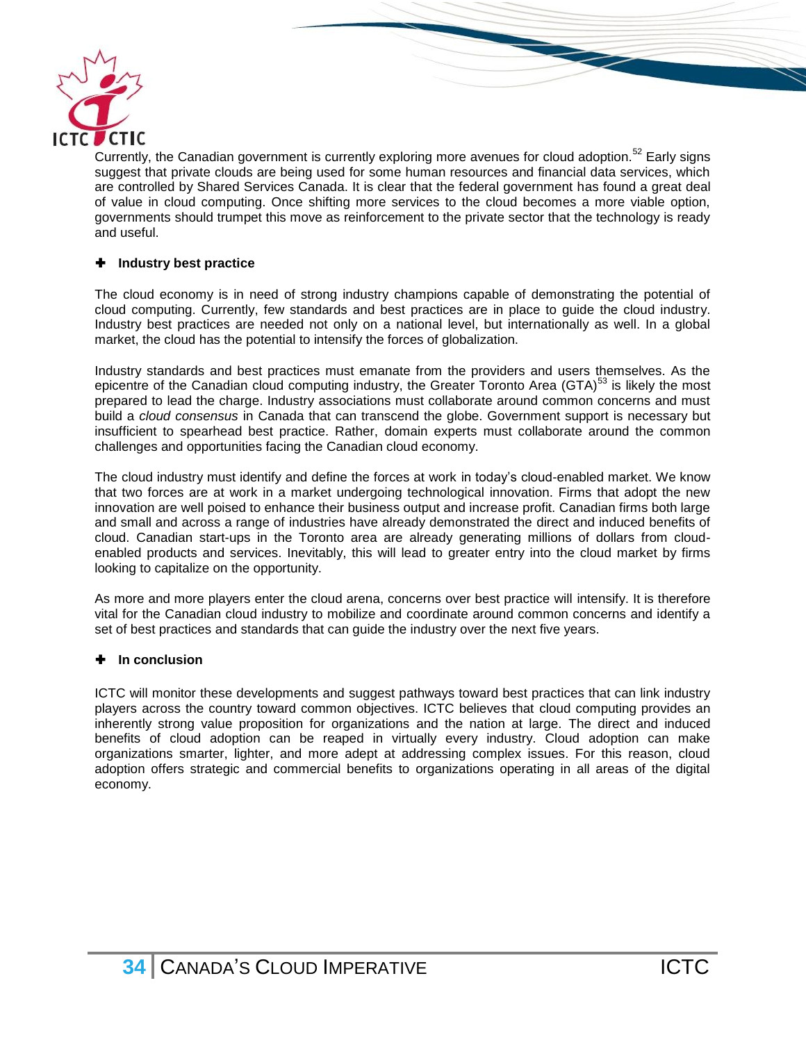Currently, the Canadian government is currently exploring more avenues for cloud adoption.[52] Early signs suggest that private clouds are being used for some human resources and financial data services, which are controlled by Shared Services Canada. It is clear that the federal government has found a great deal of value in cloud computing. Once shifting more services to the cloud becomes a more viable option, governments should trumpet this move as reinforcement to the private sector that the technology is ready and useful.

### ✚ Industry best practice

The cloud economy is in need of strong industry champions capable of demonstrating the potential of cloud computing. Currently, few standards and best practices are in place to guide the cloud industry. Industry best practices are needed not only on a national level, but internationally as well. In a global market, the cloud has the potential to intensify the forces of globalization.

Industry standards and best practices must emanate from the providers and users themselves. As the epicentre of the Canadian cloud computing industry, the Greater Toronto Area (GTA)[53] is likely the most prepared to lead the charge. Industry associations must collaborate around common concerns and must build a *cloud consensus* in Canada that can transcend the globe. Government support is necessary but insufficient to spearhead best practice. Rather, domain experts must collaborate around the common challenges and opportunities facing the Canadian cloud economy.

The cloud industry must identify and define the forces at work in today's cloud-enabled market. We know that two forces are at work in a market undergoing technological innovation. Firms that adopt the new innovation are well poised to enhance their business output and increase profit. Canadian firms both large and small and across a range of industries have already demonstrated the direct and induced benefits of cloud. Canadian start-ups in the Toronto area are already generating millions of dollars from cloud-enabled products and services. Inevitably, this will lead to greater entry into the cloud market by firms looking to capitalize on the opportunity.

As more and more players enter the cloud arena, concerns over best practice will intensify. It is therefore vital for the Canadian cloud industry to mobilize and coordinate around common concerns and identify a set of best practices and standards that can guide the industry over the next five years.

### ✚ In conclusion

ICTC will monitor these developments and suggest pathways toward best practices that can link industry players across the country toward common objectives. ICTC believes that cloud computing provides an inherently strong value proposition for organizations and the nation at large. The direct and induced benefits of cloud adoption can be reaped in virtually every industry. Cloud adoption can make organizations smarter, lighter, and more adept at addressing complex issues. For this reason, cloud adoption offers strategic and commercial benefits to organizations operating in all areas of the digital economy.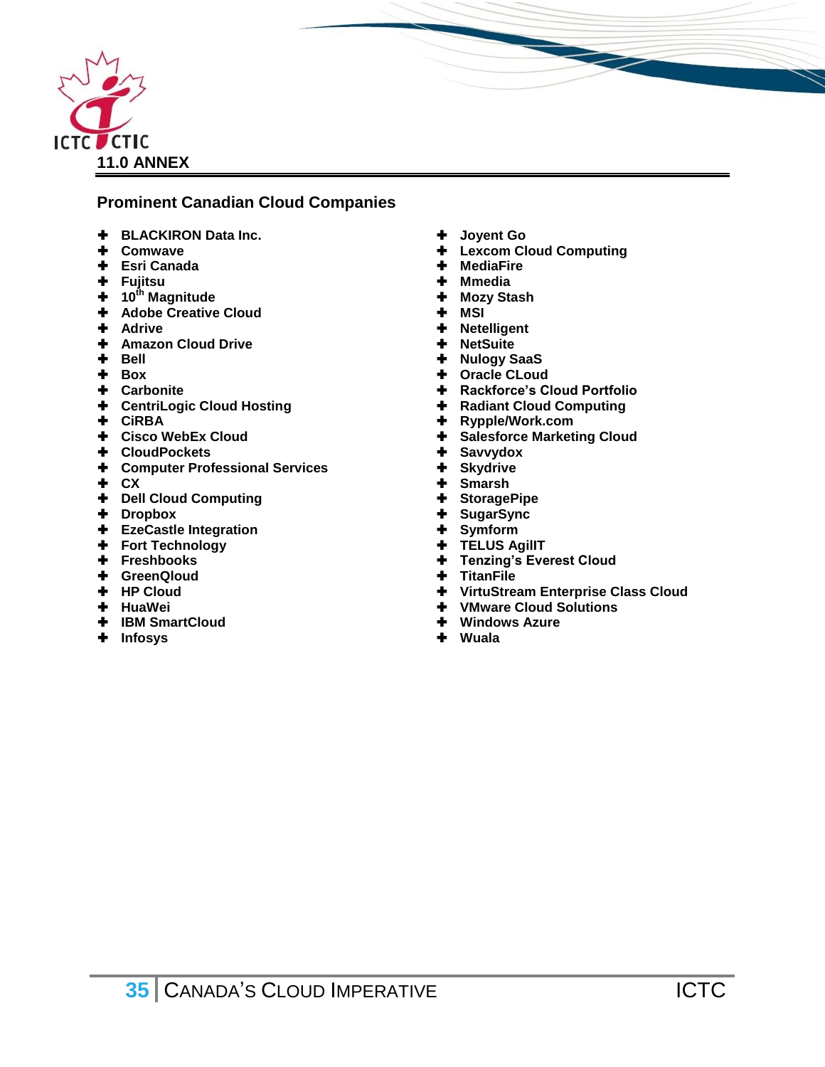## 11.0 ANNEX

### Prominent Canadian Cloud Companies

- BLACKIRON Data Inc.
- Comwave
- Esri Canada
- Fujitsu
- 10th Magnitude
- Adobe Creative Cloud
- Adrive
- Amazon Cloud Drive
- Bell
- Box
- Carbonite
- CentriLogic Cloud Hosting
- CiRBA
- Cisco WebEx Cloud
- CloudPockets
- Computer Professional Services
- CX
- Dell Cloud Computing
- Dropbox
- EzeCastle Integration
- Fort Technology
- Freshbooks
- GreenQloud
- HP Cloud
- HuaWei
- IBM SmartCloud
- Infosys
- Joyent Go
- Lexcom Cloud Computing
- MediaFire
- Mmedia
- Mozy Stash
- MSI
- Netelligent
- NetSuite
- Nulogy SaaS
- Oracle CLoud
- Rackforce's Cloud Portfolio
- Radiant Cloud Computing
- Rypple/Work.com
- Salesforce Marketing Cloud
- Savvydox
- Skydrive
- Smarsh
- StoragePipe
- SugarSync
- Symform
- TELUS AgilIT
- Tenzing's Everest Cloud
- TitanFile
- VirtuStream Enterprise Class Cloud
- VMware Cloud Solutions
- Windows Azure
- Wuala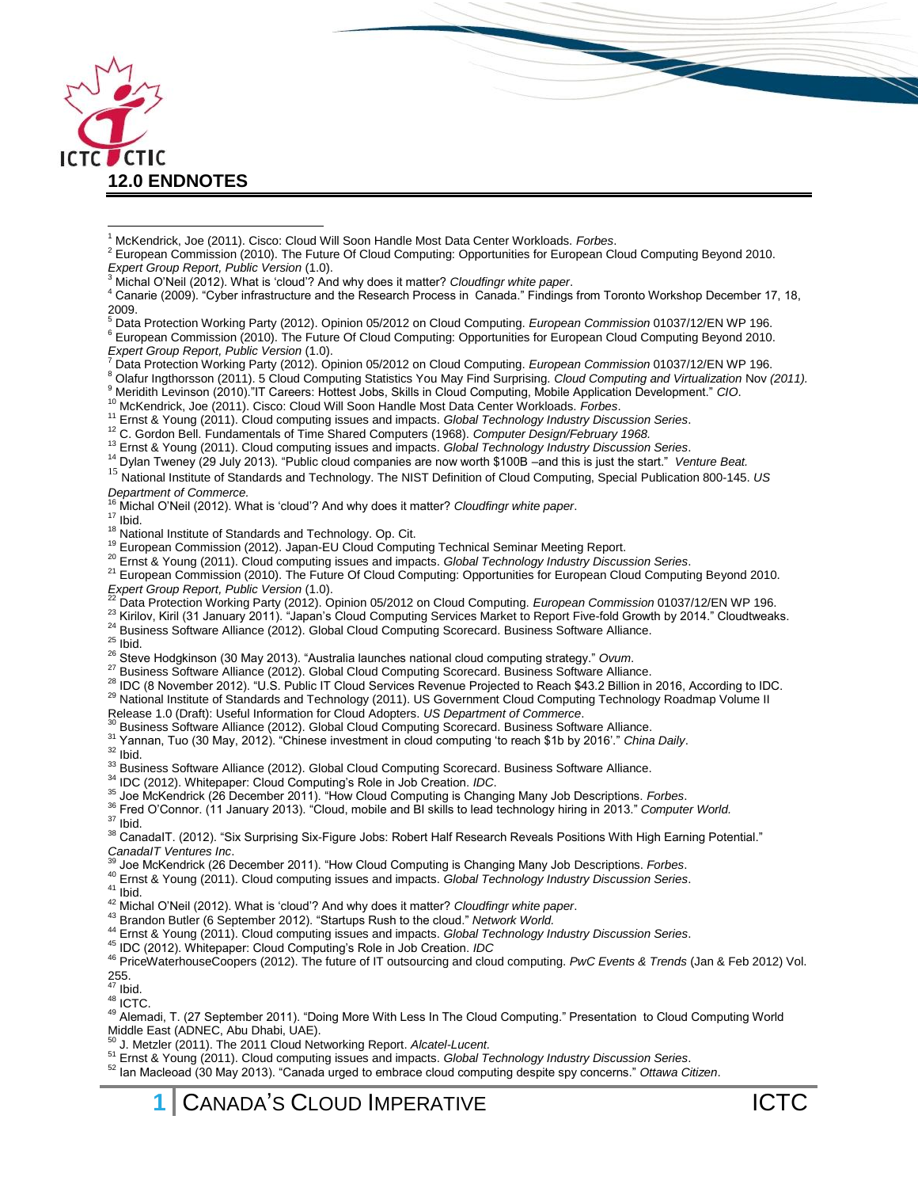## 12.0 ENDNOTES

[1] McKendrick, Joe (2011). Cisco: Cloud Will Soon Handle Most Data Center Workloads. *Forbes*.
[2] European Commission (2010). The Future Of Cloud Computing: Opportunities for European Cloud Computing Beyond 2010. *Expert Group Report, Public Version* (1.0).
[3] Michal O'Neil (2012). What is 'cloud'? And why does it matter? *Cloudfingr white paper*.
[4] Canarie (2009). "Cyber infrastructure and the Research Process in Canada." Findings from Toronto Workshop December 17, 18, 2009.
[5] Data Protection Working Party (2012). Opinion 05/2012 on Cloud Computing. *European Commission* 01037/12/EN WP 196.
[6] European Commission (2010). The Future Of Cloud Computing: Opportunities for European Cloud Computing Beyond 2010. *Expert Group Report, Public Version* (1.0).
[7] Data Protection Working Party (2012). Opinion 05/2012 on Cloud Computing. *European Commission* 01037/12/EN WP 196.
[8] Olafur Ingthorsson (2011). 5 Cloud Computing Statistics You May Find Surprising. *Cloud Computing and Virtualization* Nov *(2011).*
[9] Meridith Levinson (2010)."IT Careers: Hottest Jobs, Skills in Cloud Computing, Mobile Application Development." *CIO*.
[10] McKendrick, Joe (2011). Cisco: Cloud Will Soon Handle Most Data Center Workloads. *Forbes*.
[11] Ernst & Young (2011). Cloud computing issues and impacts. *Global Technology Industry Discussion Series*.
[12] C. Gordon Bell. Fundamentals of Time Shared Computers (1968). *Computer Design/February 1968.*
[13] Ernst & Young (2011). Cloud computing issues and impacts. *Global Technology Industry Discussion Series*.
[14] Dylan Tweney (29 July 2013). "Public cloud companies are now worth $100B –and this is just the start." *Venture Beat.*
[15] National Institute of Standards and Technology. The NIST Definition of Cloud Computing, Special Publication 800-145. *US Department of Commerce.*
[16] Michal O'Neil (2012). What is 'cloud'? And why does it matter? *Cloudfingr white paper*.
[17] Ibid.
[18] National Institute of Standards and Technology. Op. Cit.
[19] European Commission (2012). Japan-EU Cloud Computing Technical Seminar Meeting Report.
[20] Ernst & Young (2011). Cloud computing issues and impacts. *Global Technology Industry Discussion Series*.
[21] European Commission (2010). The Future Of Cloud Computing: Opportunities for European Cloud Computing Beyond 2010. *Expert Group Report, Public Version* (1.0).
[22] Data Protection Working Party (2012). Opinion 05/2012 on Cloud Computing. *European Commission* 01037/12/EN WP 196.
[23] Kirilov, Kiril (31 January 2011). "Japan's Cloud Computing Services Market to Report Five-fold Growth by 2014." Cloudtweaks.
[24] Business Software Alliance (2012). Global Cloud Computing Scorecard. Business Software Alliance.
[25] Ibid.
[26] Steve Hodgkinson (30 May 2013). "Australia launches national cloud computing strategy." *Ovum*.
[27] Business Software Alliance (2012). Global Cloud Computing Scorecard. Business Software Alliance.
[28] IDC (8 November 2012). "U.S. Public IT Cloud Services Revenue Projected to Reach $43.2 Billion in 2016, According to IDC.
[29] National Institute of Standards and Technology (2011). US Government Cloud Computing Technology Roadmap Volume II Release 1.0 (Draft): Useful Information for Cloud Adopters. *US Department of Commerce*.
[30] Business Software Alliance (2012). Global Cloud Computing Scorecard. Business Software Alliance.
[31] Yannan, Tuo (30 May, 2012). "Chinese investment in cloud computing 'to reach $1b by 2016'." *China Daily*.
[32] Ibid.
[33] Business Software Alliance (2012). Global Cloud Computing Scorecard. Business Software Alliance.
[34] IDC (2012). Whitepaper: Cloud Computing's Role in Job Creation. *IDC*.
[35] Joe McKendrick (26 December 2011). "How Cloud Computing is Changing Many Job Descriptions. *Forbes*.
[36] Fred O'Connor. (11 January 2013). "Cloud, mobile and BI skills to lead technology hiring in 2013." *Computer World.*
[37] Ibid.
[38] CanadaIT. (2012). "Six Surprising Six-Figure Jobs: Robert Half Research Reveals Positions With High Earning Potential." *CanadaIT Ventures Inc*.
[39] Joe McKendrick (26 December 2011). "How Cloud Computing is Changing Many Job Descriptions. *Forbes*.
[40] Ernst & Young (2011). Cloud computing issues and impacts. *Global Technology Industry Discussion Series*.
[41] Ibid.
[42] Michal O'Neil (2012). What is 'cloud'? And why does it matter? *Cloudfingr white paper*.
[43] Brandon Butler (6 September 2012). "Startups Rush to the cloud." *Network World.*
[44] Ernst & Young (2011). Cloud computing issues and impacts. *Global Technology Industry Discussion Series*.
[45] IDC (2012). Whitepaper: Cloud Computing's Role in Job Creation. *IDC*
[46] PriceWaterhouseCoopers (2012). The future of IT outsourcing and cloud computing. *PwC Events & Trends* (Jan & Feb 2012) Vol. 255.
[47] Ibid.
[48] ICTC.
[49] Alemadi, T. (27 September 2011). "Doing More With Less In The Cloud Computing." Presentation to Cloud Computing World Middle East (ADNEC, Abu Dhabi, UAE).
[50] J. Metzler (2011). The 2011 Cloud Networking Report. *Alcatel-Lucent.*
[51] Ernst & Young (2011). Cloud computing issues and impacts. *Global Technology Industry Discussion Series*.
[52] Ian Macleoad (30 May 2013). "Canada urged to embrace cloud computing despite spy concerns." *Ottawa Citizen*.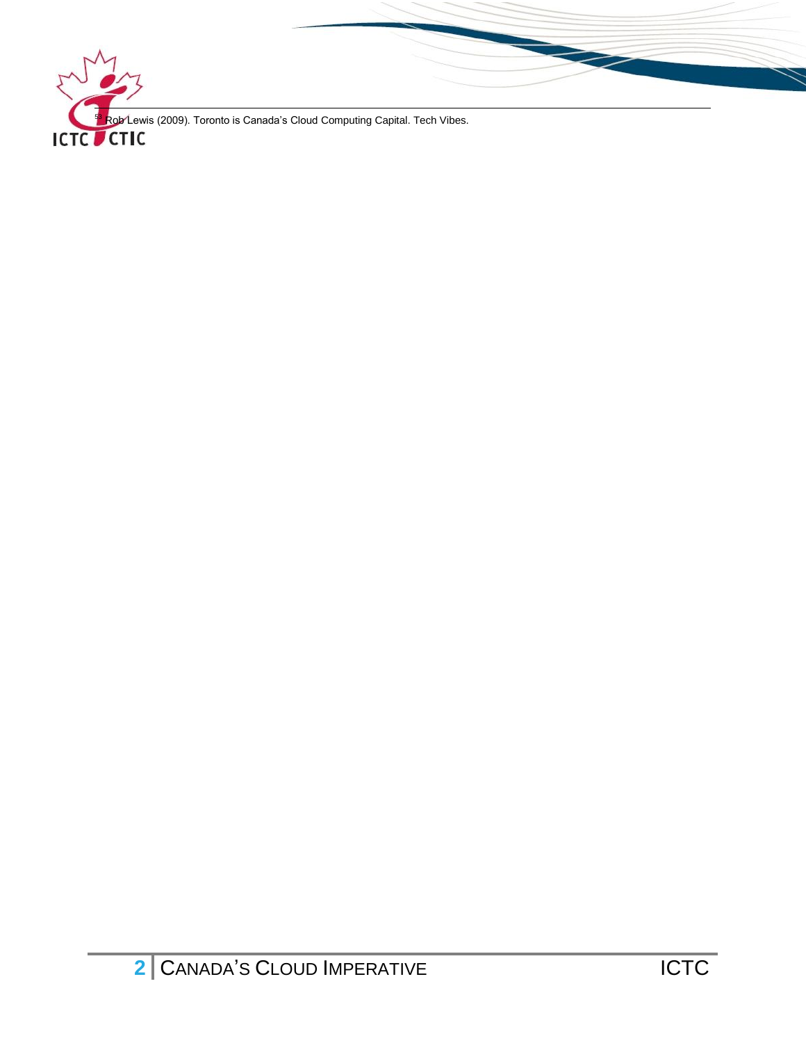[53] Rob Lewis (2009). Toronto is Canada's Cloud Computing Capital. Tech Vibes.